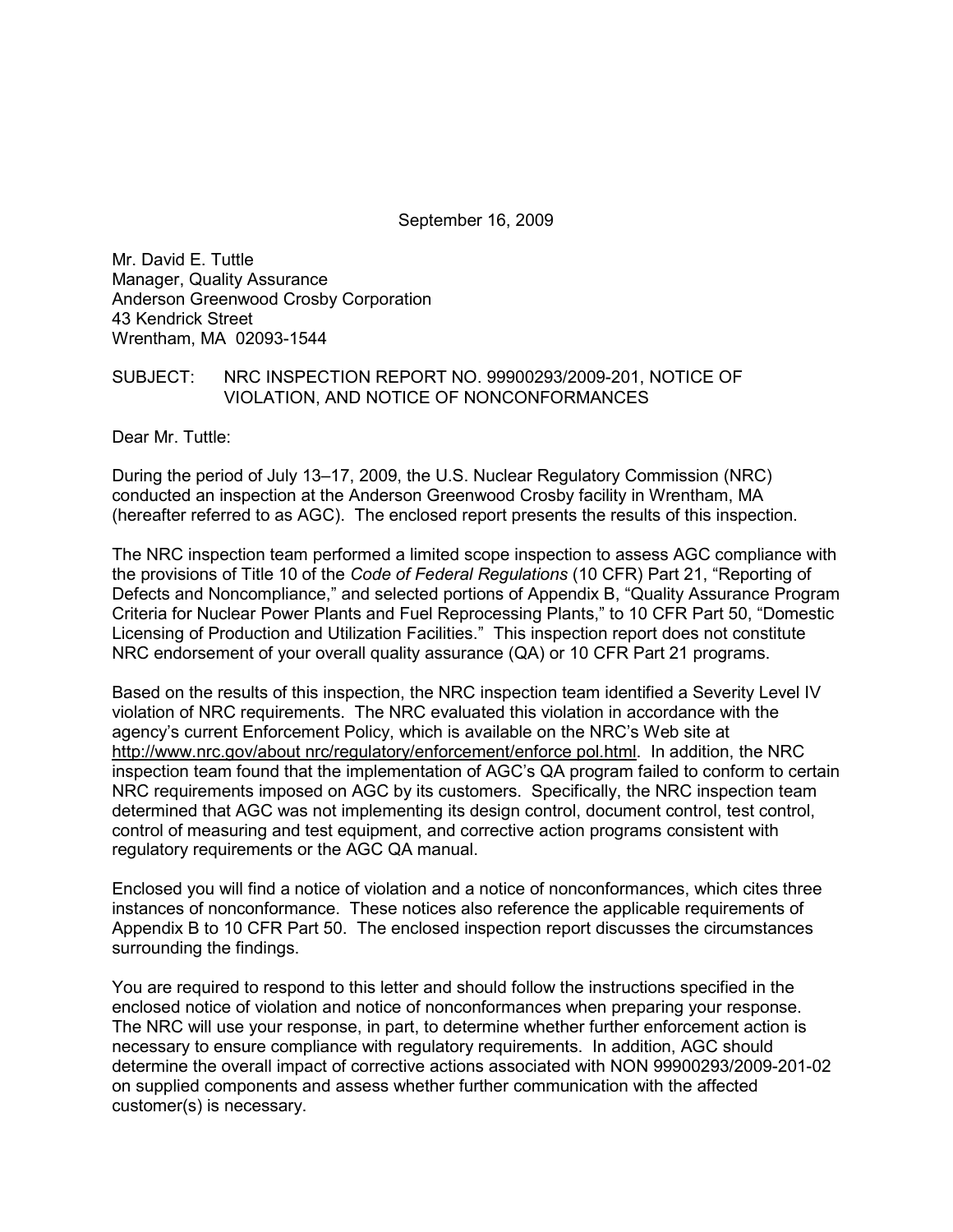September 16, 2009

Mr. David E. Tuttle
Manager, Quality Assurance
Anderson Greenwood Crosby Corporation
43 Kendrick Street
Wrentham, MA 02093-1544

SUBJECT: NRC INSPECTION REPORT NO. 99900293/2009-201, NOTICE OF VIOLATION, AND NOTICE OF NONCONFORMANCES

Dear Mr. Tuttle:

During the period of July 13–17, 2009, the U.S. Nuclear Regulatory Commission (NRC) conducted an inspection at the Anderson Greenwood Crosby facility in Wrentham, MA (hereafter referred to as AGC). The enclosed report presents the results of this inspection.

The NRC inspection team performed a limited scope inspection to assess AGC compliance with the provisions of Title 10 of the *Code of Federal Regulations* (10 CFR) Part 21, "Reporting of Defects and Noncompliance," and selected portions of Appendix B, "Quality Assurance Program Criteria for Nuclear Power Plants and Fuel Reprocessing Plants," to 10 CFR Part 50, "Domestic Licensing of Production and Utilization Facilities." This inspection report does not constitute NRC endorsement of your overall quality assurance (QA) or 10 CFR Part 21 programs.

Based on the results of this inspection, the NRC inspection team identified a Severity Level IV violation of NRC requirements. The NRC evaluated this violation in accordance with the agency's current Enforcement Policy, which is available on the NRC's Web site at http://www.nrc.gov/about nrc/regulatory/enforcement/enforce pol.html. In addition, the NRC inspection team found that the implementation of AGC's QA program failed to conform to certain NRC requirements imposed on AGC by its customers. Specifically, the NRC inspection team determined that AGC was not implementing its design control, document control, test control, control of measuring and test equipment, and corrective action programs consistent with regulatory requirements or the AGC QA manual.

Enclosed you will find a notice of violation and a notice of nonconformances, which cites three instances of nonconformance. These notices also reference the applicable requirements of Appendix B to 10 CFR Part 50. The enclosed inspection report discusses the circumstances surrounding the findings.

You are required to respond to this letter and should follow the instructions specified in the enclosed notice of violation and notice of nonconformances when preparing your response. The NRC will use your response, in part, to determine whether further enforcement action is necessary to ensure compliance with regulatory requirements. In addition, AGC should determine the overall impact of corrective actions associated with NON 99900293/2009-201-02 on supplied components and assess whether further communication with the affected customer(s) is necessary.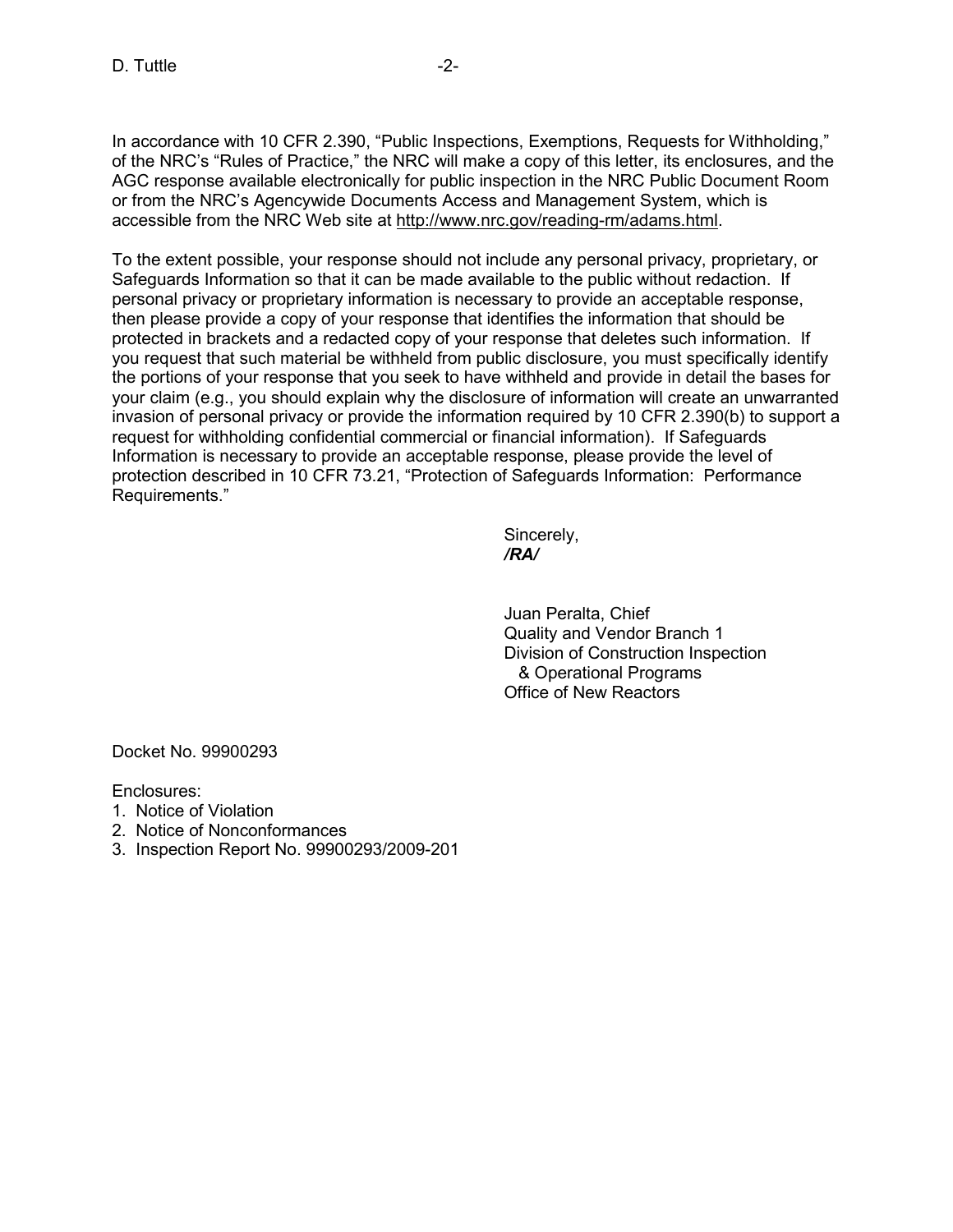In accordance with 10 CFR 2.390, "Public Inspections, Exemptions, Requests for Withholding," of the NRC's "Rules of Practice," the NRC will make a copy of this letter, its enclosures, and the AGC response available electronically for public inspection in the NRC Public Document Room or from the NRC's Agencywide Documents Access and Management System, which is accessible from the NRC Web site at http://www.nrc.gov/reading-rm/adams.html.

To the extent possible, your response should not include any personal privacy, proprietary, or Safeguards Information so that it can be made available to the public without redaction. If personal privacy or proprietary information is necessary to provide an acceptable response, then please provide a copy of your response that identifies the information that should be protected in brackets and a redacted copy of your response that deletes such information. If you request that such material be withheld from public disclosure, you must specifically identify the portions of your response that you seek to have withheld and provide in detail the bases for your claim (e.g., you should explain why the disclosure of information will create an unwarranted invasion of personal privacy or provide the information required by 10 CFR 2.390(b) to support a request for withholding confidential commercial or financial information). If Safeguards Information is necessary to provide an acceptable response, please provide the level of protection described in 10 CFR 73.21, "Protection of Safeguards Information: Performance Requirements."

Sincerely,
***/RA/***

Juan Peralta, Chief
Quality and Vendor Branch 1
Division of Construction Inspection
& Operational Programs
Office of New Reactors

Docket No. 99900293

Enclosures:
1. Notice of Violation
2. Notice of Nonconformances
3. Inspection Report No. 99900293/2009-201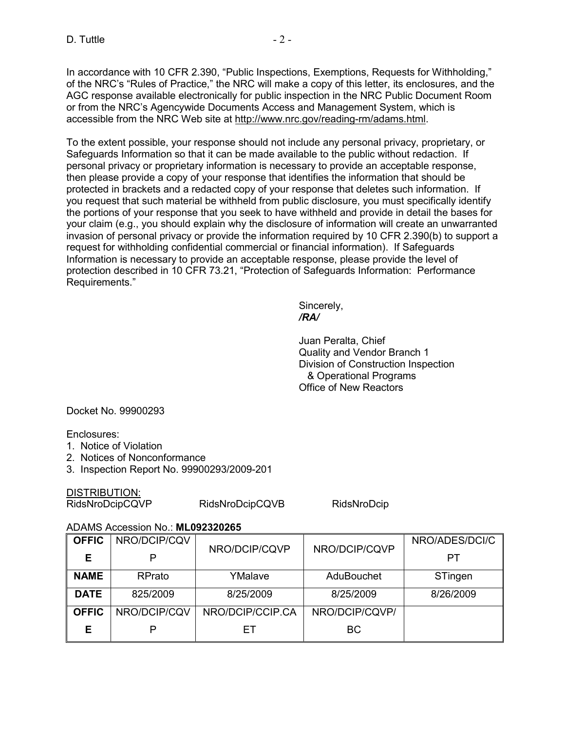In accordance with 10 CFR 2.390, "Public Inspections, Exemptions, Requests for Withholding," of the NRC's "Rules of Practice," the NRC will make a copy of this letter, its enclosures, and the AGC response available electronically for public inspection in the NRC Public Document Room or from the NRC's Agencywide Documents Access and Management System, which is accessible from the NRC Web site at http://www.nrc.gov/reading-rm/adams.html.

To the extent possible, your response should not include any personal privacy, proprietary, or Safeguards Information so that it can be made available to the public without redaction. If personal privacy or proprietary information is necessary to provide an acceptable response, then please provide a copy of your response that identifies the information that should be protected in brackets and a redacted copy of your response that deletes such information. If you request that such material be withheld from public disclosure, you must specifically identify the portions of your response that you seek to have withheld and provide in detail the bases for your claim (e.g., you should explain why the disclosure of information will create an unwarranted invasion of personal privacy or provide the information required by 10 CFR 2.390(b) to support a request for withholding confidential commercial or financial information). If Safeguards Information is necessary to provide an acceptable response, please provide the level of protection described in 10 CFR 73.21, "Protection of Safeguards Information: Performance Requirements."

Sincerely,
***/RA/***

Juan Peralta, Chief
Quality and Vendor Branch 1
Division of Construction Inspection
& Operational Programs
Office of New Reactors

Docket No. 99900293

Enclosures:
1. Notice of Violation
2. Notices of Nonconformance
3. Inspection Report No. 99900293/2009-201

DISTRIBUTION:
RidsNroDcipCQVP RidsNroDcipCQVB RidsNroDcip

ADAMS Accession No.: **ML092320265**

| **OFFICE** | NRO/DCIP/CQVP | NRO/DCIP/CQVP | NRO/DCIP/CQVP | NRO/ADES/DCI/CPT |
|---|---|---|---|---|
| **NAME** | RPrato | YMalave | AduBouchet | STingen |
| **DATE** | 825/2009 | 8/25/2009 | 8/25/2009 | 8/26/2009 |
| **OFFICE** | NRO/DCIP/CQVP | NRO/DCIP/CCIP.CAET | NRO/DCIP/CQVP/BC | |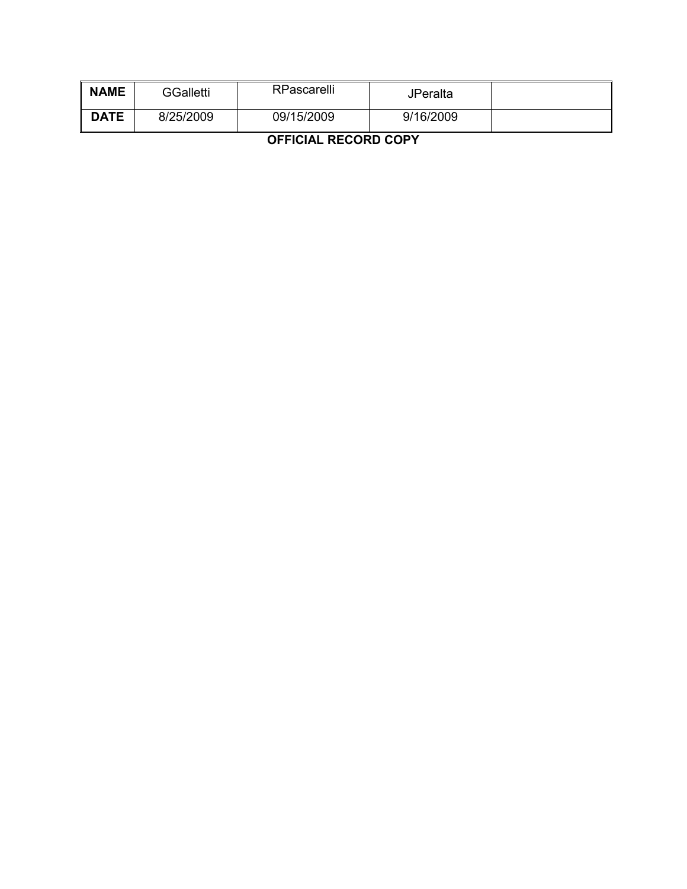| NAME | GGalletti | RPascarelli | JPeralta | |
|---|---|---|---|---|
| DATE | 8/25/2009 | 09/15/2009 | 9/16/2009 | |

**OFFICIAL RECORD COPY**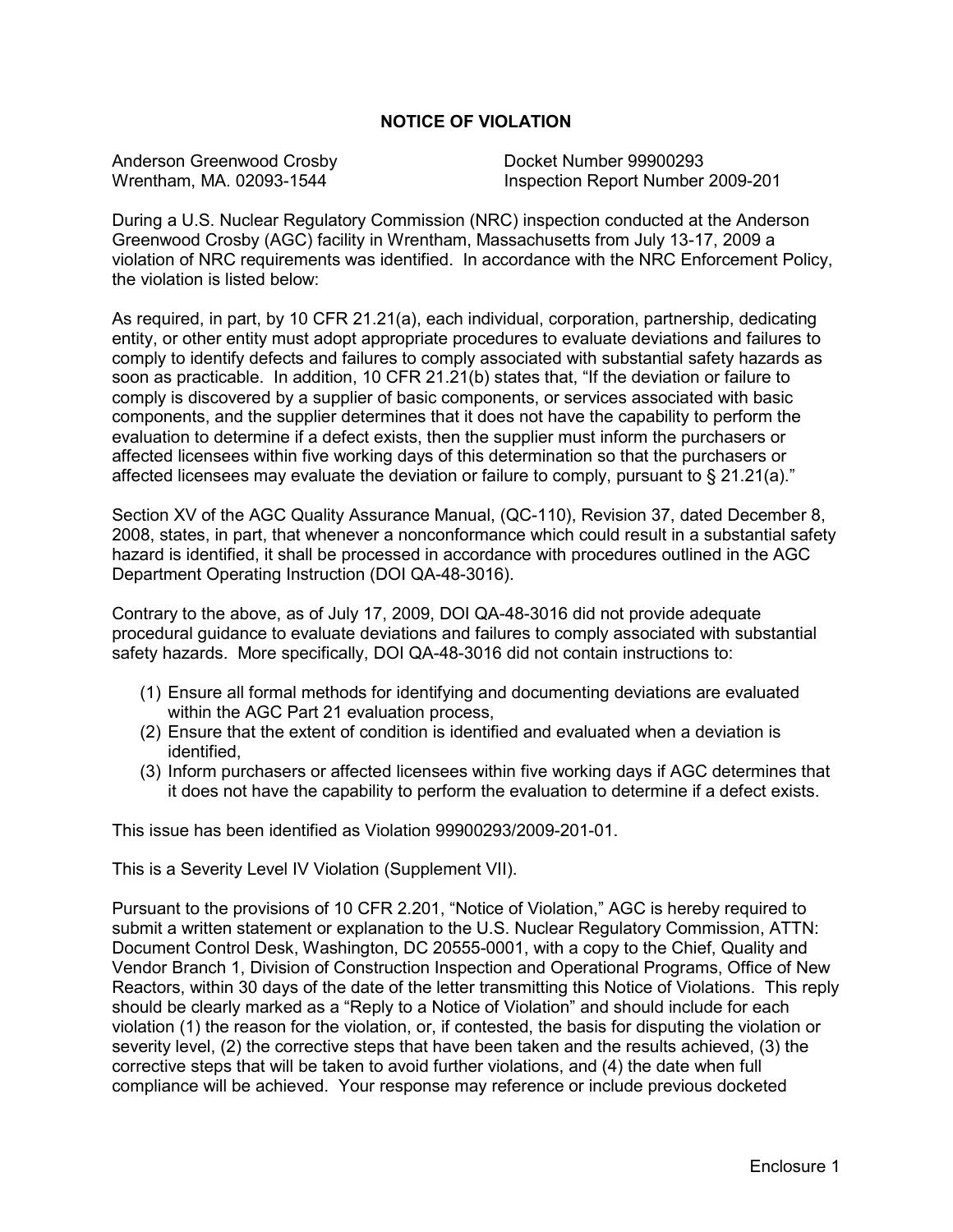# NOTICE OF VIOLATION

Anderson Greenwood Crosby
Wrentham, MA. 02093-1544

Docket Number 99900293
Inspection Report Number 2009-201

During a U.S. Nuclear Regulatory Commission (NRC) inspection conducted at the Anderson Greenwood Crosby (AGC) facility in Wrentham, Massachusetts from July 13-17, 2009 a violation of NRC requirements was identified. In accordance with the NRC Enforcement Policy, the violation is listed below:

As required, in part, by 10 CFR 21.21(a), each individual, corporation, partnership, dedicating entity, or other entity must adopt appropriate procedures to evaluate deviations and failures to comply to identify defects and failures to comply associated with substantial safety hazards as soon as practicable. In addition, 10 CFR 21.21(b) states that, "If the deviation or failure to comply is discovered by a supplier of basic components, or services associated with basic components, and the supplier determines that it does not have the capability to perform the evaluation to determine if a defect exists, then the supplier must inform the purchasers or affected licensees within five working days of this determination so that the purchasers or affected licensees may evaluate the deviation or failure to comply, pursuant to § 21.21(a)."

Section XV of the AGC Quality Assurance Manual, (QC-110), Revision 37, dated December 8, 2008, states, in part, that whenever a nonconformance which could result in a substantial safety hazard is identified, it shall be processed in accordance with procedures outlined in the AGC Department Operating Instruction (DOI QA-48-3016).

Contrary to the above, as of July 17, 2009, DOI QA-48-3016 did not provide adequate procedural guidance to evaluate deviations and failures to comply associated with substantial safety hazards. More specifically, DOI QA-48-3016 did not contain instructions to:

(1) Ensure all formal methods for identifying and documenting deviations are evaluated within the AGC Part 21 evaluation process,
(2) Ensure that the extent of condition is identified and evaluated when a deviation is identified,
(3) Inform purchasers or affected licensees within five working days if AGC determines that it does not have the capability to perform the evaluation to determine if a defect exists.

This issue has been identified as Violation 99900293/2009-201-01.

This is a Severity Level IV Violation (Supplement VII).

Pursuant to the provisions of 10 CFR 2.201, "Notice of Violation," AGC is hereby required to submit a written statement or explanation to the U.S. Nuclear Regulatory Commission, ATTN: Document Control Desk, Washington, DC 20555-0001, with a copy to the Chief, Quality and Vendor Branch 1, Division of Construction Inspection and Operational Programs, Office of New Reactors, within 30 days of the date of the letter transmitting this Notice of Violations. This reply should be clearly marked as a "Reply to a Notice of Violation" and should include for each violation (1) the reason for the violation, or, if contested, the basis for disputing the violation or severity level, (2) the corrective steps that have been taken and the results achieved, (3) the corrective steps that will be taken to avoid further violations, and (4) the date when full compliance will be achieved. Your response may reference or include previous docketed

Enclosure 1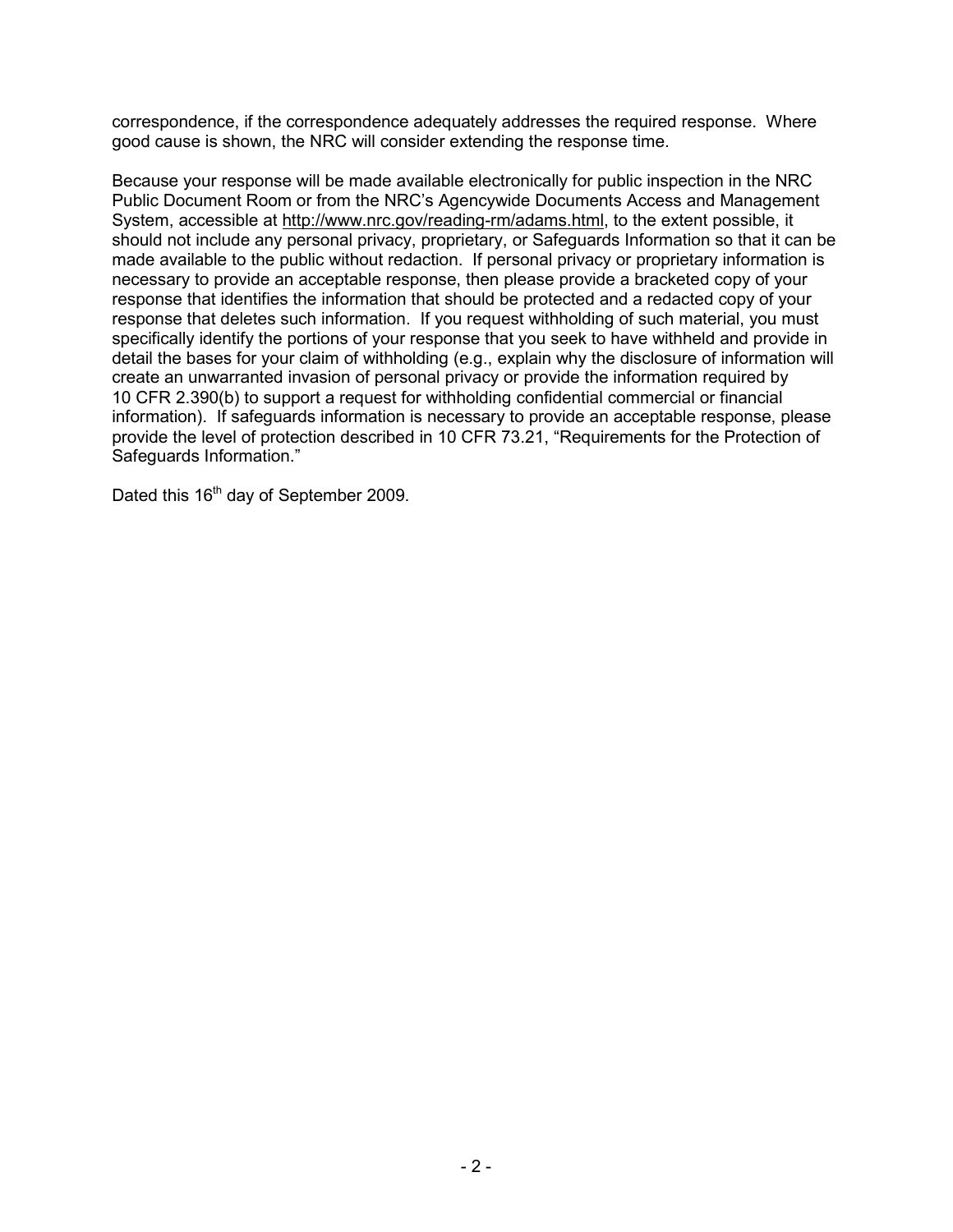correspondence, if the correspondence adequately addresses the required response. Where good cause is shown, the NRC will consider extending the response time.

Because your response will be made available electronically for public inspection in the NRC Public Document Room or from the NRC's Agencywide Documents Access and Management System, accessible at http://www.nrc.gov/reading-rm/adams.html, to the extent possible, it should not include any personal privacy, proprietary, or Safeguards Information so that it can be made available to the public without redaction. If personal privacy or proprietary information is necessary to provide an acceptable response, then please provide a bracketed copy of your response that identifies the information that should be protected and a redacted copy of your response that deletes such information. If you request withholding of such material, you must specifically identify the portions of your response that you seek to have withheld and provide in detail the bases for your claim of withholding (e.g., explain why the disclosure of information will create an unwarranted invasion of personal privacy or provide the information required by 10 CFR 2.390(b) to support a request for withholding confidential commercial or financial information). If safeguards information is necessary to provide an acceptable response, please provide the level of protection described in 10 CFR 73.21, "Requirements for the Protection of Safeguards Information."

Dated this 16th day of September 2009.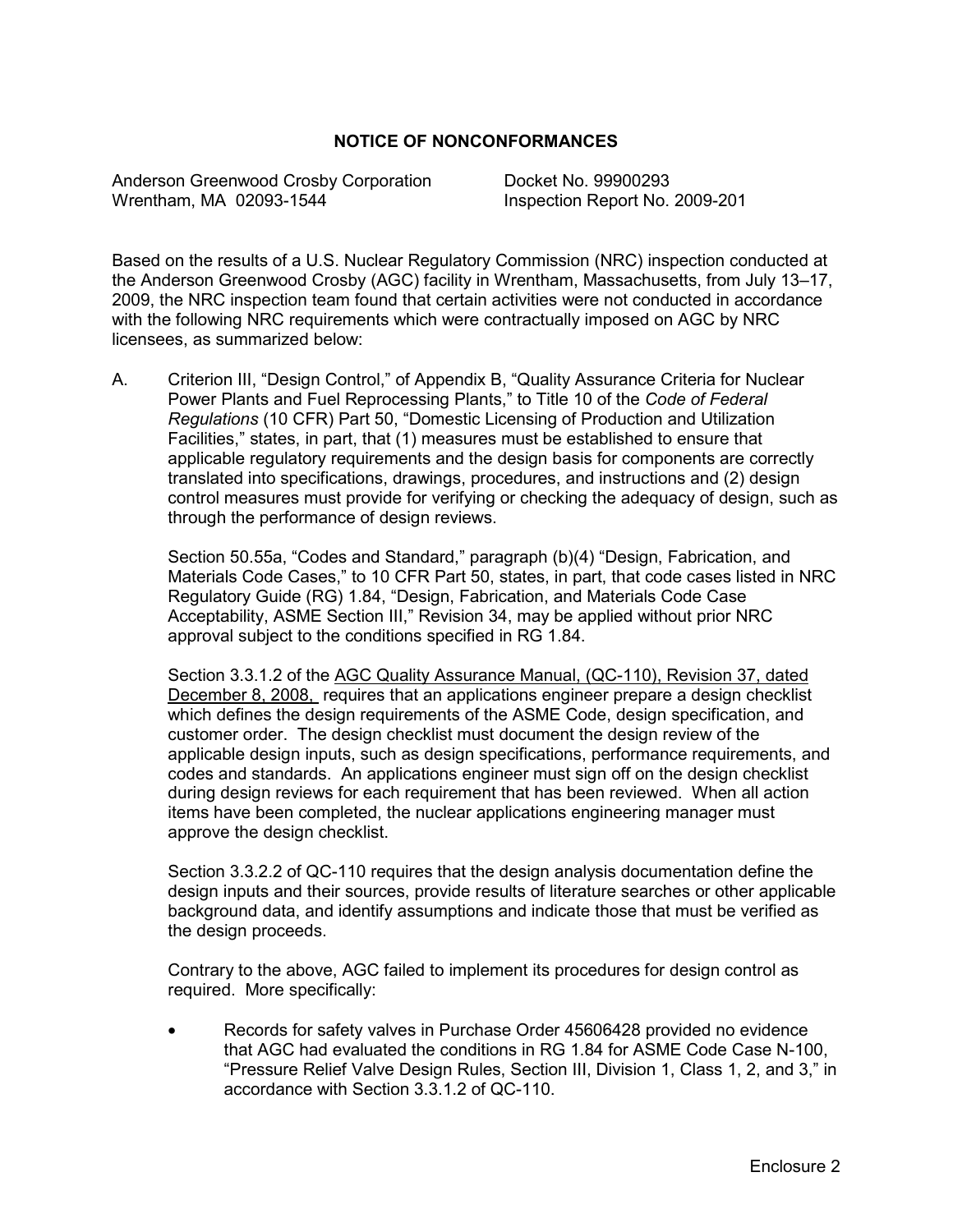## NOTICE OF NONCONFORMANCES

Anderson Greenwood Crosby Corporation
Wrentham, MA 02093-1544

Docket No. 99900293
Inspection Report No. 2009-201

Based on the results of a U.S. Nuclear Regulatory Commission (NRC) inspection conducted at the Anderson Greenwood Crosby (AGC) facility in Wrentham, Massachusetts, from July 13–17, 2009, the NRC inspection team found that certain activities were not conducted in accordance with the following NRC requirements which were contractually imposed on AGC by NRC licensees, as summarized below:

A. Criterion III, "Design Control," of Appendix B, "Quality Assurance Criteria for Nuclear Power Plants and Fuel Reprocessing Plants," to Title 10 of the *Code of Federal Regulations* (10 CFR) Part 50, "Domestic Licensing of Production and Utilization Facilities," states, in part, that (1) measures must be established to ensure that applicable regulatory requirements and the design basis for components are correctly translated into specifications, drawings, procedures, and instructions and (2) design control measures must provide for verifying or checking the adequacy of design, such as through the performance of design reviews.

   Section 50.55a, "Codes and Standard," paragraph (b)(4) "Design, Fabrication, and Materials Code Cases," to 10 CFR Part 50, states, in part, that code cases listed in NRC Regulatory Guide (RG) 1.84, "Design, Fabrication, and Materials Code Case Acceptability, ASME Section III," Revision 34, may be applied without prior NRC approval subject to the conditions specified in RG 1.84.

   Section 3.3.1.2 of the AGC Quality Assurance Manual, (QC-110), Revision 37, dated December 8, 2008, requires that an applications engineer prepare a design checklist which defines the design requirements of the ASME Code, design specification, and customer order. The design checklist must document the design review of the applicable design inputs, such as design specifications, performance requirements, and codes and standards. An applications engineer must sign off on the design checklist during design reviews for each requirement that has been reviewed. When all action items have been completed, the nuclear applications engineering manager must approve the design checklist.

   Section 3.3.2.2 of QC-110 requires that the design analysis documentation define the design inputs and their sources, provide results of literature searches or other applicable background data, and identify assumptions and indicate those that must be verified as the design proceeds.

   Contrary to the above, AGC failed to implement its procedures for design control as required. More specifically:

   - Records for safety valves in Purchase Order 45606428 provided no evidence that AGC had evaluated the conditions in RG 1.84 for ASME Code Case N-100, "Pressure Relief Valve Design Rules, Section III, Division 1, Class 1, 2, and 3," in accordance with Section 3.3.1.2 of QC-110.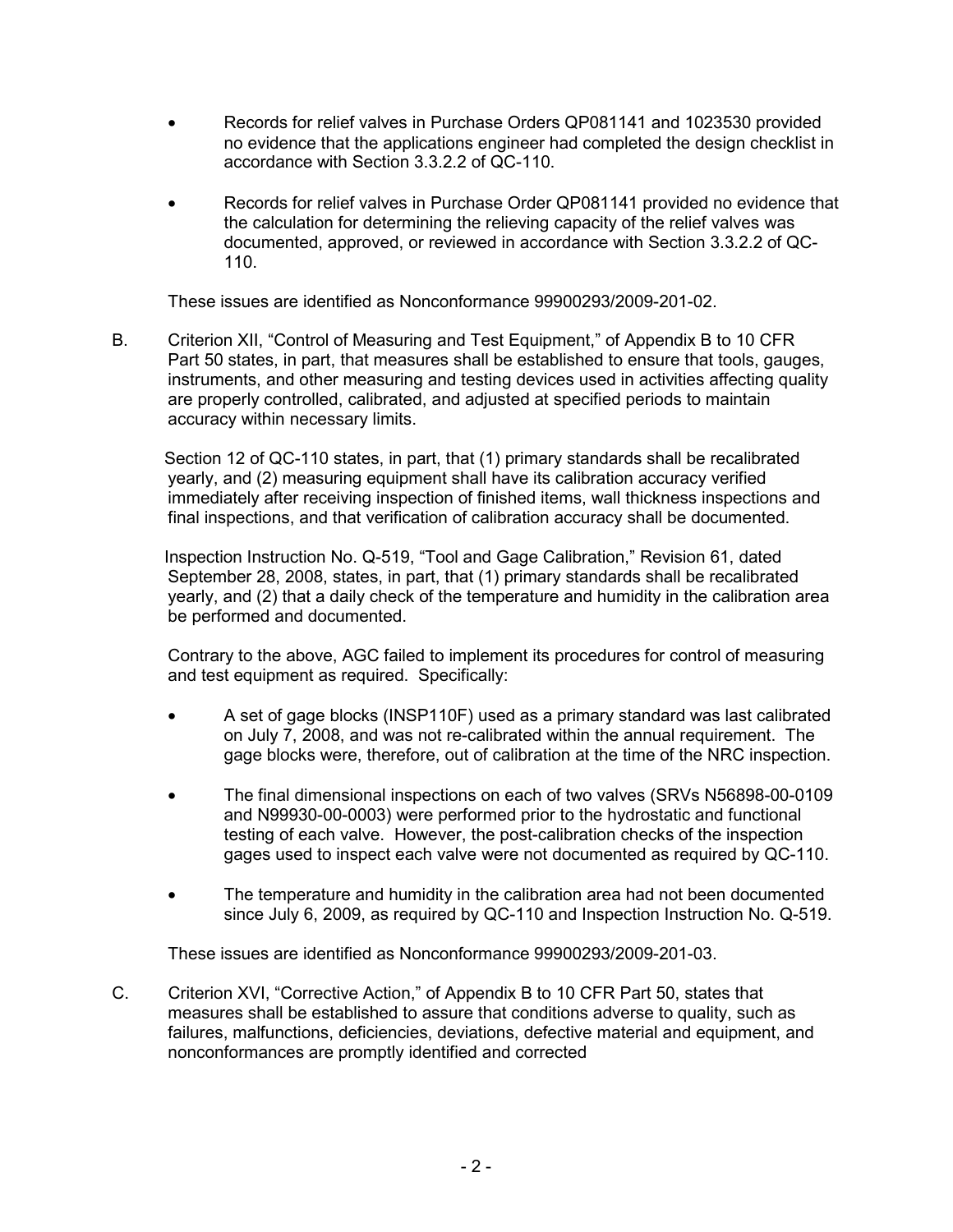- Records for relief valves in Purchase Orders QP081141 and 1023530 provided no evidence that the applications engineer had completed the design checklist in accordance with Section 3.3.2.2 of QC-110.

- Records for relief valves in Purchase Order QP081141 provided no evidence that the calculation for determining the relieving capacity of the relief valves was documented, approved, or reviewed in accordance with Section 3.3.2.2 of QC-110.

These issues are identified as Nonconformance 99900293/2009-201-02.

B. Criterion XII, "Control of Measuring and Test Equipment," of Appendix B to 10 CFR Part 50 states, in part, that measures shall be established to ensure that tools, gauges, instruments, and other measuring and testing devices used in activities affecting quality are properly controlled, calibrated, and adjusted at specified periods to maintain accuracy within necessary limits.

Section 12 of QC-110 states, in part, that (1) primary standards shall be recalibrated yearly, and (2) measuring equipment shall have its calibration accuracy verified immediately after receiving inspection of finished items, wall thickness inspections and final inspections, and that verification of calibration accuracy shall be documented.

Inspection Instruction No. Q-519, "Tool and Gage Calibration," Revision 61, dated September 28, 2008, states, in part, that (1) primary standards shall be recalibrated yearly, and (2) that a daily check of the temperature and humidity in the calibration area be performed and documented.

Contrary to the above, AGC failed to implement its procedures for control of measuring and test equipment as required. Specifically:

- A set of gage blocks (INSP110F) used as a primary standard was last calibrated on July 7, 2008, and was not re-calibrated within the annual requirement. The gage blocks were, therefore, out of calibration at the time of the NRC inspection.

- The final dimensional inspections on each of two valves (SRVs N56898-00-0109 and N99930-00-0003) were performed prior to the hydrostatic and functional testing of each valve. However, the post-calibration checks of the inspection gages used to inspect each valve were not documented as required by QC-110.

- The temperature and humidity in the calibration area had not been documented since July 6, 2009, as required by QC-110 and Inspection Instruction No. Q-519.

These issues are identified as Nonconformance 99900293/2009-201-03.

C. Criterion XVI, "Corrective Action," of Appendix B to 10 CFR Part 50, states that measures shall be established to assure that conditions adverse to quality, such as failures, malfunctions, deficiencies, deviations, defective material and equipment, and nonconformances are promptly identified and corrected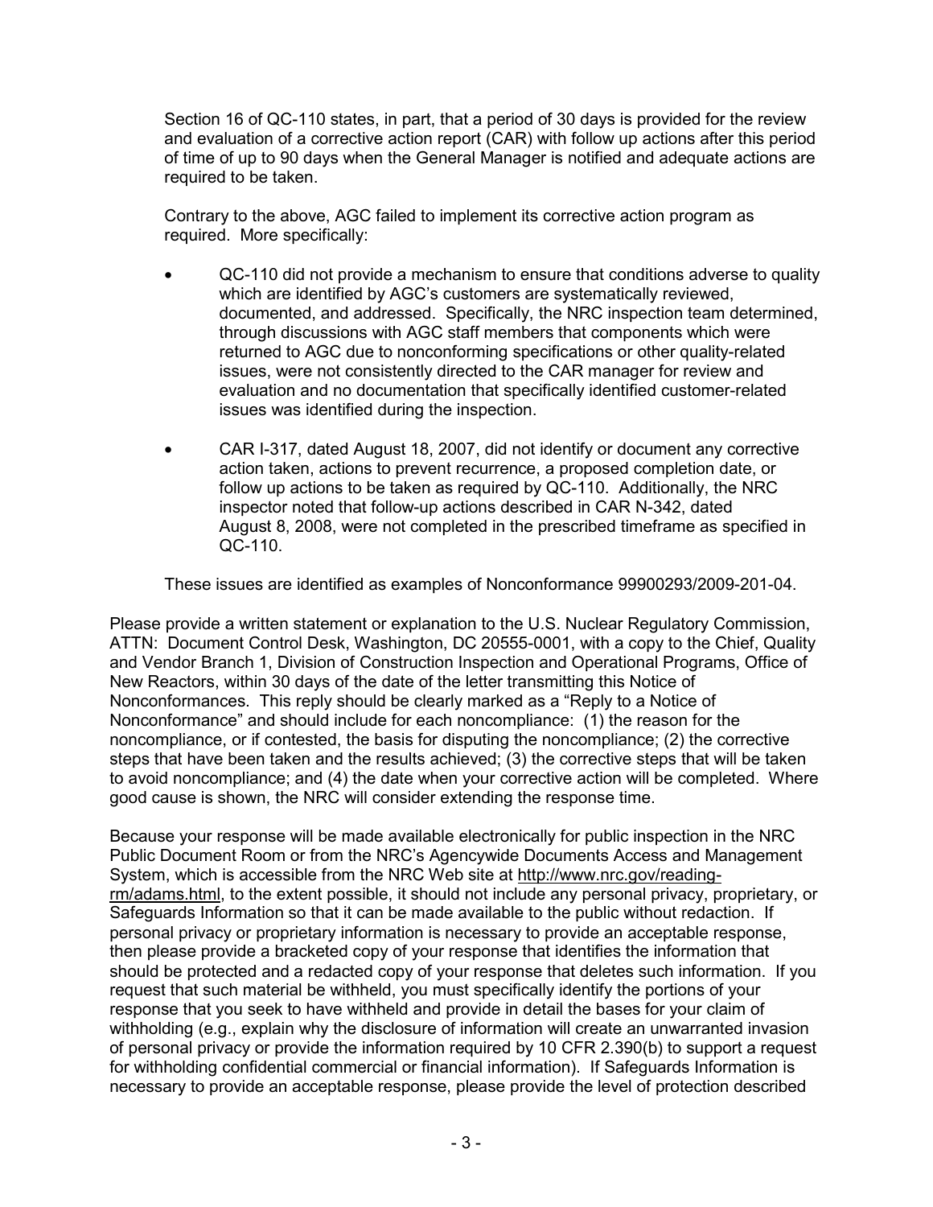Section 16 of QC-110 states, in part, that a period of 30 days is provided for the review and evaluation of a corrective action report (CAR) with follow up actions after this period of time of up to 90 days when the General Manager is notified and adequate actions are required to be taken.

Contrary to the above, AGC failed to implement its corrective action program as required. More specifically:

- QC-110 did not provide a mechanism to ensure that conditions adverse to quality which are identified by AGC's customers are systematically reviewed, documented, and addressed. Specifically, the NRC inspection team determined, through discussions with AGC staff members that components which were returned to AGC due to nonconforming specifications or other quality-related issues, were not consistently directed to the CAR manager for review and evaluation and no documentation that specifically identified customer-related issues was identified during the inspection.

- CAR I-317, dated August 18, 2007, did not identify or document any corrective action taken, actions to prevent recurrence, a proposed completion date, or follow up actions to be taken as required by QC-110. Additionally, the NRC inspector noted that follow-up actions described in CAR N-342, dated August 8, 2008, were not completed in the prescribed timeframe as specified in QC-110.

These issues are identified as examples of Nonconformance 99900293/2009-201-04.

Please provide a written statement or explanation to the U.S. Nuclear Regulatory Commission, ATTN: Document Control Desk, Washington, DC 20555-0001, with a copy to the Chief, Quality and Vendor Branch 1, Division of Construction Inspection and Operational Programs, Office of New Reactors, within 30 days of the date of the letter transmitting this Notice of Nonconformances. This reply should be clearly marked as a "Reply to a Notice of Nonconformance" and should include for each noncompliance: (1) the reason for the noncompliance, or if contested, the basis for disputing the noncompliance; (2) the corrective steps that have been taken and the results achieved; (3) the corrective steps that will be taken to avoid noncompliance; and (4) the date when your corrective action will be completed. Where good cause is shown, the NRC will consider extending the response time.

Because your response will be made available electronically for public inspection in the NRC Public Document Room or from the NRC's Agencywide Documents Access and Management System, which is accessible from the NRC Web site at http://www.nrc.gov/reading-rm/adams.html, to the extent possible, it should not include any personal privacy, proprietary, or Safeguards Information so that it can be made available to the public without redaction. If personal privacy or proprietary information is necessary to provide an acceptable response, then please provide a bracketed copy of your response that identifies the information that should be protected and a redacted copy of your response that deletes such information. If you request that such material be withheld, you must specifically identify the portions of your response that you seek to have withheld and provide in detail the bases for your claim of withholding (e.g., explain why the disclosure of information will create an unwarranted invasion of personal privacy or provide the information required by 10 CFR 2.390(b) to support a request for withholding confidential commercial or financial information). If Safeguards Information is necessary to provide an acceptable response, please provide the level of protection described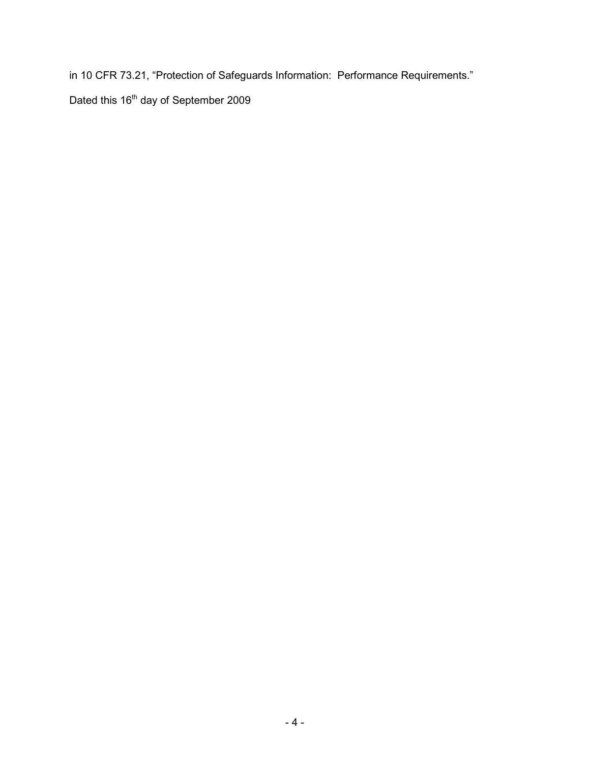in 10 CFR 73.21, "Protection of Safeguards Information: Performance Requirements."

Dated this 16th day of September 2009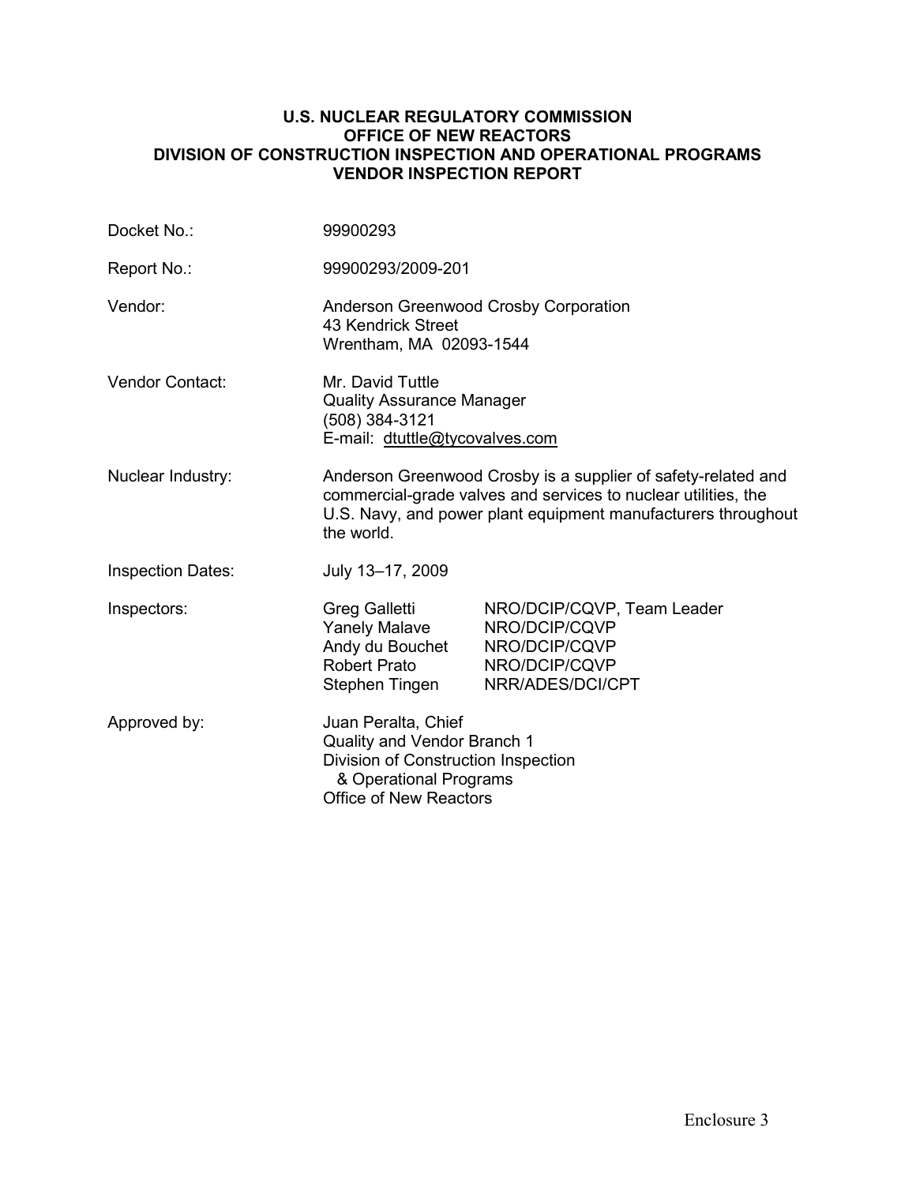**U.S. NUCLEAR REGULATORY COMMISSION**
**OFFICE OF NEW REACTORS**
**DIVISION OF CONSTRUCTION INSPECTION AND OPERATIONAL PROGRAMS**
**VENDOR INSPECTION REPORT**

| | |
|---|---|
| Docket No.: | 99900293 |
| Report No.: | 99900293/2009-201 |
| Vendor: | Anderson Greenwood Crosby Corporation<br>43 Kendrick Street<br>Wrentham, MA 02093-1544 |
| Vendor Contact: | Mr. David Tuttle<br>Quality Assurance Manager<br>(508) 384-3121<br>E-mail: dtuttle@tycovalves.com |
| Nuclear Industry: | Anderson Greenwood Crosby is a supplier of safety-related and commercial-grade valves and services to nuclear utilities, the U.S. Navy, and power plant equipment manufacturers throughout the world. |
| Inspection Dates: | July 13–17, 2009 |
| Inspectors: | Greg Galletti NRO/DCIP/CQVP, Team Leader<br>Yanely Malave NRO/DCIP/CQVP<br>Andy du Bouchet NRO/DCIP/CQVP<br>Robert Prato NRO/DCIP/CQVP<br>Stephen Tingen NRR/ADES/DCI/CPT |
| Approved by: | Juan Peralta, Chief<br>Quality and Vendor Branch 1<br>Division of Construction Inspection & Operational Programs<br>Office of New Reactors |

Enclosure 3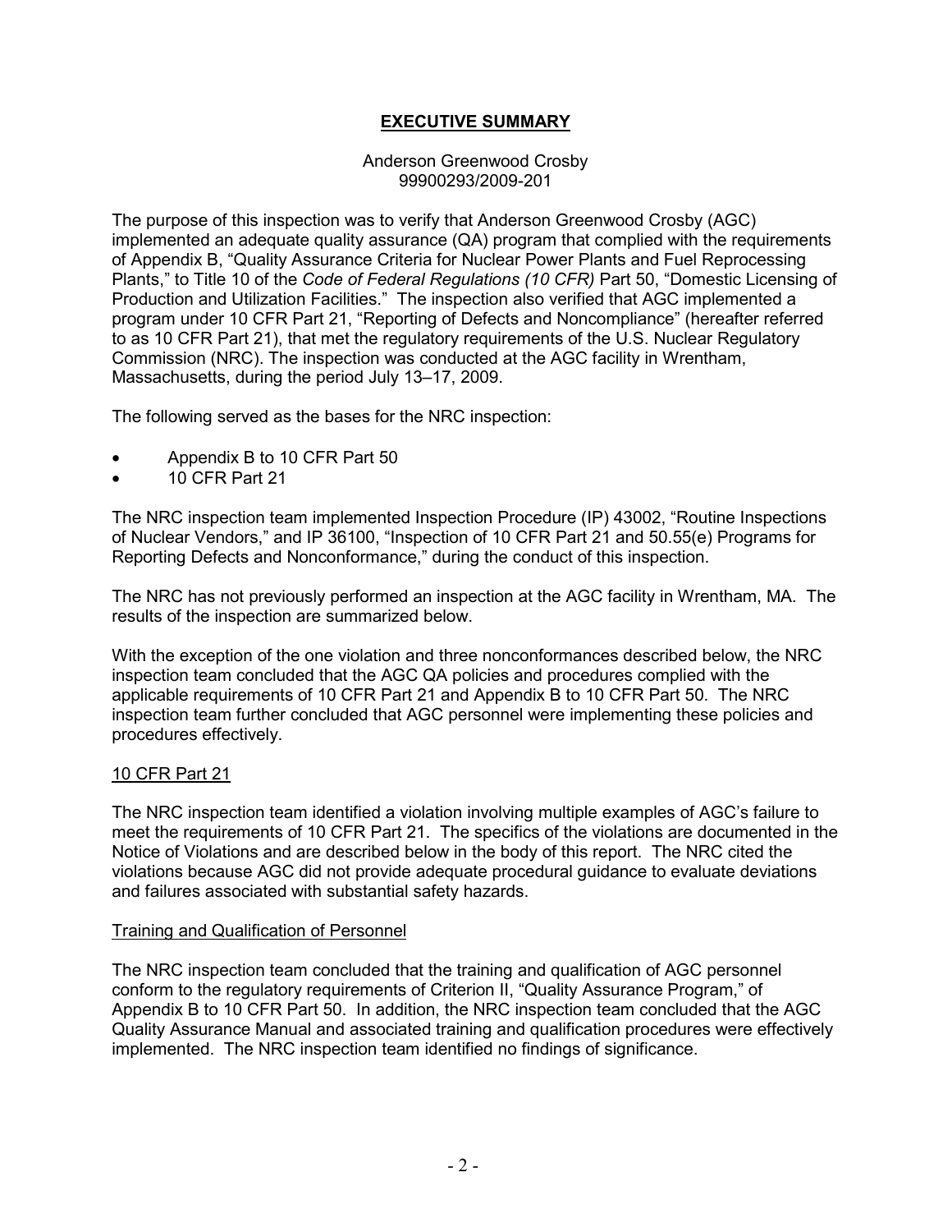# EXECUTIVE SUMMARY

Anderson Greenwood Crosby
99900293/2009-201

The purpose of this inspection was to verify that Anderson Greenwood Crosby (AGC) implemented an adequate quality assurance (QA) program that complied with the requirements of Appendix B, "Quality Assurance Criteria for Nuclear Power Plants and Fuel Reprocessing Plants," to Title 10 of the *Code of Federal Regulations (10 CFR)* Part 50, "Domestic Licensing of Production and Utilization Facilities." The inspection also verified that AGC implemented a program under 10 CFR Part 21, "Reporting of Defects and Noncompliance" (hereafter referred to as 10 CFR Part 21), that met the regulatory requirements of the U.S. Nuclear Regulatory Commission (NRC). The inspection was conducted at the AGC facility in Wrentham, Massachusetts, during the period July 13–17, 2009.

The following served as the bases for the NRC inspection:

- Appendix B to 10 CFR Part 50
- 10 CFR Part 21

The NRC inspection team implemented Inspection Procedure (IP) 43002, "Routine Inspections of Nuclear Vendors," and IP 36100, "Inspection of 10 CFR Part 21 and 50.55(e) Programs for Reporting Defects and Nonconformance," during the conduct of this inspection.

The NRC has not previously performed an inspection at the AGC facility in Wrentham, MA. The results of the inspection are summarized below.

With the exception of the one violation and three nonconformances described below, the NRC inspection team concluded that the AGC QA policies and procedures complied with the applicable requirements of 10 CFR Part 21 and Appendix B to 10 CFR Part 50. The NRC inspection team further concluded that AGC personnel were implementing these policies and procedures effectively.

## 10 CFR Part 21

The NRC inspection team identified a violation involving multiple examples of AGC's failure to meet the requirements of 10 CFR Part 21. The specifics of the violations are documented in the Notice of Violations and are described below in the body of this report. The NRC cited the violations because AGC did not provide adequate procedural guidance to evaluate deviations and failures associated with substantial safety hazards.

## Training and Qualification of Personnel

The NRC inspection team concluded that the training and qualification of AGC personnel conform to the regulatory requirements of Criterion II, "Quality Assurance Program," of Appendix B to 10 CFR Part 50. In addition, the NRC inspection team concluded that the AGC Quality Assurance Manual and associated training and qualification procedures were effectively implemented. The NRC inspection team identified no findings of significance.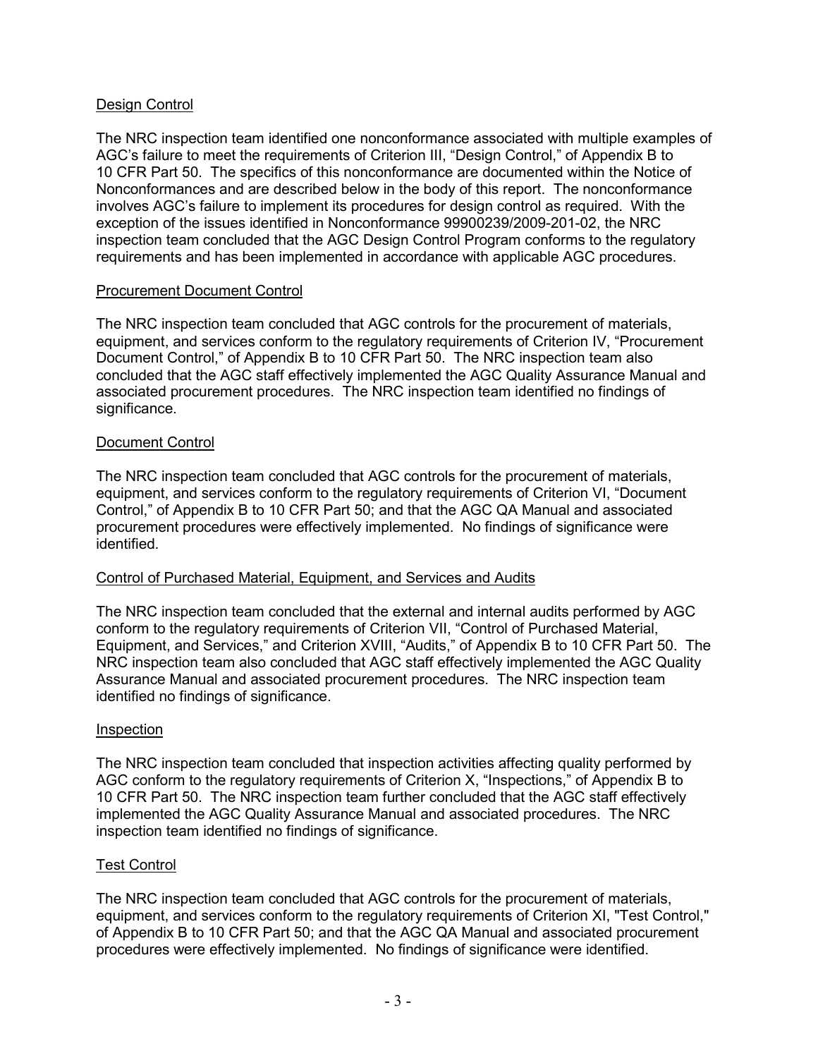## Design Control

The NRC inspection team identified one nonconformance associated with multiple examples of AGC's failure to meet the requirements of Criterion III, "Design Control," of Appendix B to 10 CFR Part 50. The specifics of this nonconformance are documented within the Notice of Nonconformances and are described below in the body of this report. The nonconformance involves AGC's failure to implement its procedures for design control as required. With the exception of the issues identified in Nonconformance 99900239/2009-201-02, the NRC inspection team concluded that the AGC Design Control Program conforms to the regulatory requirements and has been implemented in accordance with applicable AGC procedures.

## Procurement Document Control

The NRC inspection team concluded that AGC controls for the procurement of materials, equipment, and services conform to the regulatory requirements of Criterion IV, "Procurement Document Control," of Appendix B to 10 CFR Part 50. The NRC inspection team also concluded that the AGC staff effectively implemented the AGC Quality Assurance Manual and associated procurement procedures. The NRC inspection team identified no findings of significance.

## Document Control

The NRC inspection team concluded that AGC controls for the procurement of materials, equipment, and services conform to the regulatory requirements of Criterion VI, "Document Control," of Appendix B to 10 CFR Part 50; and that the AGC QA Manual and associated procurement procedures were effectively implemented. No findings of significance were identified.

## Control of Purchased Material, Equipment, and Services and Audits

The NRC inspection team concluded that the external and internal audits performed by AGC conform to the regulatory requirements of Criterion VII, "Control of Purchased Material, Equipment, and Services," and Criterion XVIII, "Audits," of Appendix B to 10 CFR Part 50. The NRC inspection team also concluded that AGC staff effectively implemented the AGC Quality Assurance Manual and associated procurement procedures. The NRC inspection team identified no findings of significance.

## Inspection

The NRC inspection team concluded that inspection activities affecting quality performed by AGC conform to the regulatory requirements of Criterion X, "Inspections," of Appendix B to 10 CFR Part 50. The NRC inspection team further concluded that the AGC staff effectively implemented the AGC Quality Assurance Manual and associated procedures. The NRC inspection team identified no findings of significance.

## Test Control

The NRC inspection team concluded that AGC controls for the procurement of materials, equipment, and services conform to the regulatory requirements of Criterion XI, "Test Control," of Appendix B to 10 CFR Part 50; and that the AGC QA Manual and associated procurement procedures were effectively implemented. No findings of significance were identified.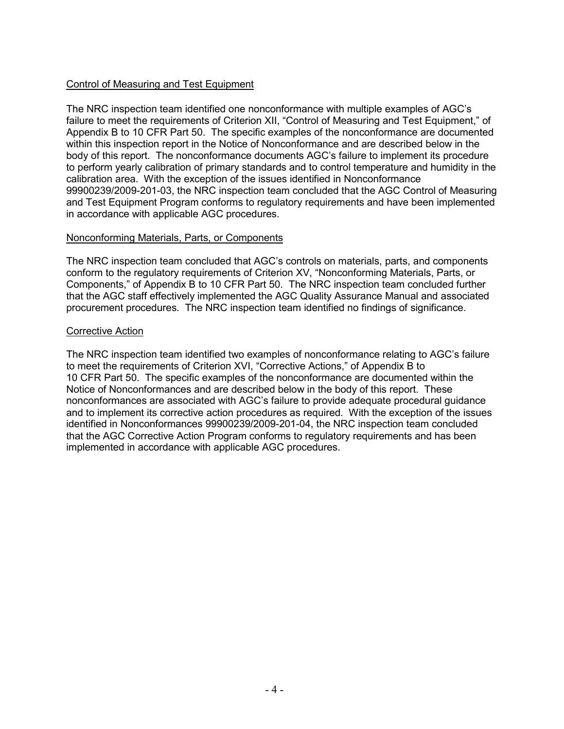Control of Measuring and Test Equipment

The NRC inspection team identified one nonconformance with multiple examples of AGC's failure to meet the requirements of Criterion XII, "Control of Measuring and Test Equipment," of Appendix B to 10 CFR Part 50. The specific examples of the nonconformance are documented within this inspection report in the Notice of Nonconformance and are described below in the body of this report. The nonconformance documents AGC's failure to implement its procedure to perform yearly calibration of primary standards and to control temperature and humidity in the calibration area. With the exception of the issues identified in Nonconformance 99900239/2009-201-03, the NRC inspection team concluded that the AGC Control of Measuring and Test Equipment Program conforms to regulatory requirements and have been implemented in accordance with applicable AGC procedures.

Nonconforming Materials, Parts, or Components

The NRC inspection team concluded that AGC's controls on materials, parts, and components conform to the regulatory requirements of Criterion XV, "Nonconforming Materials, Parts, or Components," of Appendix B to 10 CFR Part 50. The NRC inspection team concluded further that the AGC staff effectively implemented the AGC Quality Assurance Manual and associated procurement procedures. The NRC inspection team identified no findings of significance.

Corrective Action

The NRC inspection team identified two examples of nonconformance relating to AGC's failure to meet the requirements of Criterion XVI, "Corrective Actions," of Appendix B to 10 CFR Part 50. The specific examples of the nonconformance are documented within the Notice of Nonconformances and are described below in the body of this report. These nonconformances are associated with AGC's failure to provide adequate procedural guidance and to implement its corrective action procedures as required. With the exception of the issues identified in Nonconformances 99900239/2009-201-04, the NRC inspection team concluded that the AGC Corrective Action Program conforms to regulatory requirements and has been implemented in accordance with applicable AGC procedures.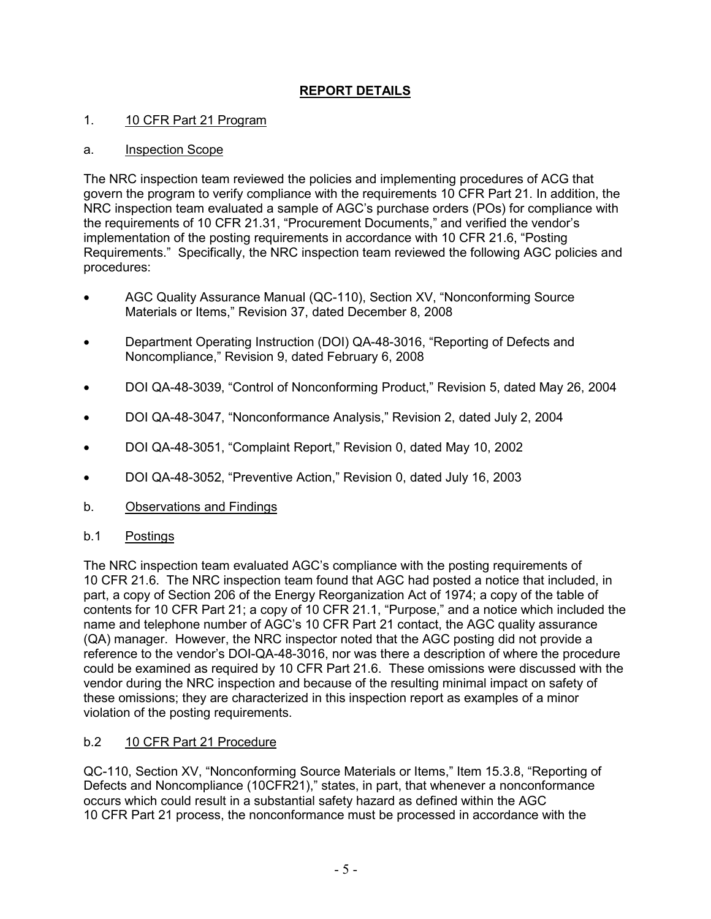# REPORT DETAILS

## 1. 10 CFR Part 21 Program

### a. Inspection Scope

The NRC inspection team reviewed the policies and implementing procedures of ACG that govern the program to verify compliance with the requirements 10 CFR Part 21. In addition, the NRC inspection team evaluated a sample of AGC's purchase orders (POs) for compliance with the requirements of 10 CFR 21.31, "Procurement Documents," and verified the vendor's implementation of the posting requirements in accordance with 10 CFR 21.6, "Posting Requirements." Specifically, the NRC inspection team reviewed the following AGC policies and procedures:

- AGC Quality Assurance Manual (QC-110), Section XV, "Nonconforming Source Materials or Items," Revision 37, dated December 8, 2008
- Department Operating Instruction (DOI) QA-48-3016, "Reporting of Defects and Noncompliance," Revision 9, dated February 6, 2008
- DOI QA-48-3039, "Control of Nonconforming Product," Revision 5, dated May 26, 2004
- DOI QA-48-3047, "Nonconformance Analysis," Revision 2, dated July 2, 2004
- DOI QA-48-3051, "Complaint Report," Revision 0, dated May 10, 2002
- DOI QA-48-3052, "Preventive Action," Revision 0, dated July 16, 2003

### b. Observations and Findings

#### b.1 Postings

The NRC inspection team evaluated AGC's compliance with the posting requirements of 10 CFR 21.6. The NRC inspection team found that AGC had posted a notice that included, in part, a copy of Section 206 of the Energy Reorganization Act of 1974; a copy of the table of contents for 10 CFR Part 21; a copy of 10 CFR 21.1, "Purpose," and a notice which included the name and telephone number of AGC's 10 CFR Part 21 contact, the AGC quality assurance (QA) manager. However, the NRC inspector noted that the AGC posting did not provide a reference to the vendor's DOI-QA-48-3016, nor was there a description of where the procedure could be examined as required by 10 CFR Part 21.6. These omissions were discussed with the vendor during the NRC inspection and because of the resulting minimal impact on safety of these omissions; they are characterized in this inspection report as examples of a minor violation of the posting requirements.

#### b.2 10 CFR Part 21 Procedure

QC-110, Section XV, "Nonconforming Source Materials or Items," Item 15.3.8, "Reporting of Defects and Noncompliance (10CFR21)," states, in part, that whenever a nonconformance occurs which could result in a substantial safety hazard as defined within the AGC 10 CFR Part 21 process, the nonconformance must be processed in accordance with the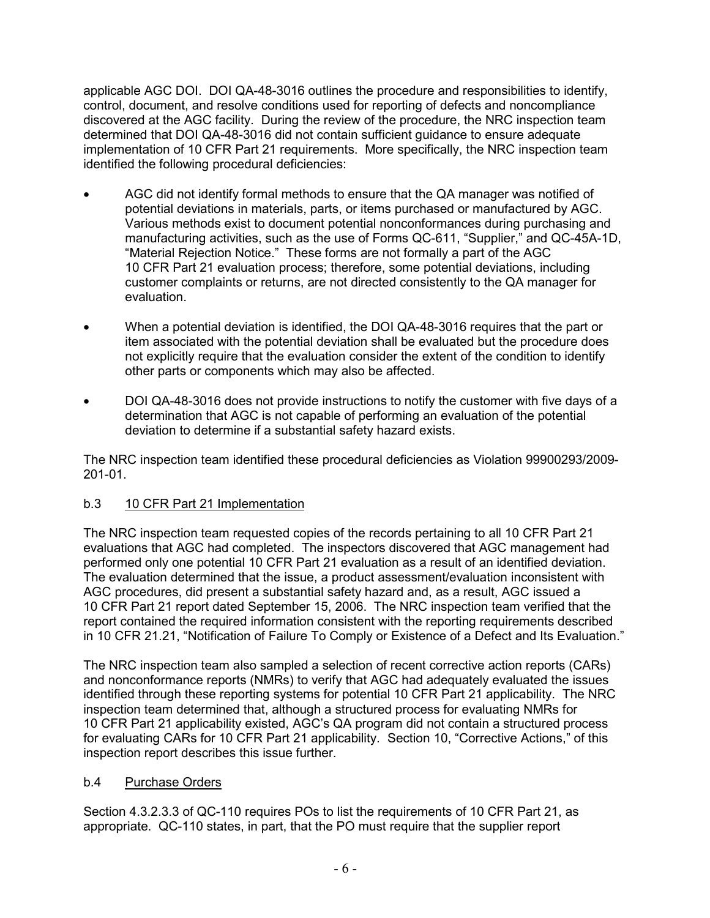applicable AGC DOI. DOI QA-48-3016 outlines the procedure and responsibilities to identify, control, document, and resolve conditions used for reporting of defects and noncompliance discovered at the AGC facility. During the review of the procedure, the NRC inspection team determined that DOI QA-48-3016 did not contain sufficient guidance to ensure adequate implementation of 10 CFR Part 21 requirements. More specifically, the NRC inspection team identified the following procedural deficiencies:

- AGC did not identify formal methods to ensure that the QA manager was notified of potential deviations in materials, parts, or items purchased or manufactured by AGC. Various methods exist to document potential nonconformances during purchasing and manufacturing activities, such as the use of Forms QC-611, "Supplier," and QC-45A-1D, "Material Rejection Notice." These forms are not formally a part of the AGC 10 CFR Part 21 evaluation process; therefore, some potential deviations, including customer complaints or returns, are not directed consistently to the QA manager for evaluation.
- When a potential deviation is identified, the DOI QA-48-3016 requires that the part or item associated with the potential deviation shall be evaluated but the procedure does not explicitly require that the evaluation consider the extent of the condition to identify other parts or components which may also be affected.
- DOI QA-48-3016 does not provide instructions to notify the customer with five days of a determination that AGC is not capable of performing an evaluation of the potential deviation to determine if a substantial safety hazard exists.

The NRC inspection team identified these procedural deficiencies as Violation 99900293/2009-201-01.

### b.3 10 CFR Part 21 Implementation

The NRC inspection team requested copies of the records pertaining to all 10 CFR Part 21 evaluations that AGC had completed. The inspectors discovered that AGC management had performed only one potential 10 CFR Part 21 evaluation as a result of an identified deviation. The evaluation determined that the issue, a product assessment/evaluation inconsistent with AGC procedures, did present a substantial safety hazard and, as a result, AGC issued a 10 CFR Part 21 report dated September 15, 2006. The NRC inspection team verified that the report contained the required information consistent with the reporting requirements described in 10 CFR 21.21, "Notification of Failure To Comply or Existence of a Defect and Its Evaluation."

The NRC inspection team also sampled a selection of recent corrective action reports (CARs) and nonconformance reports (NMRs) to verify that AGC had adequately evaluated the issues identified through these reporting systems for potential 10 CFR Part 21 applicability. The NRC inspection team determined that, although a structured process for evaluating NMRs for 10 CFR Part 21 applicability existed, AGC's QA program did not contain a structured process for evaluating CARs for 10 CFR Part 21 applicability. Section 10, "Corrective Actions," of this inspection report describes this issue further.

### b.4 Purchase Orders

Section 4.3.2.3.3 of QC-110 requires POs to list the requirements of 10 CFR Part 21, as appropriate. QC-110 states, in part, that the PO must require that the supplier report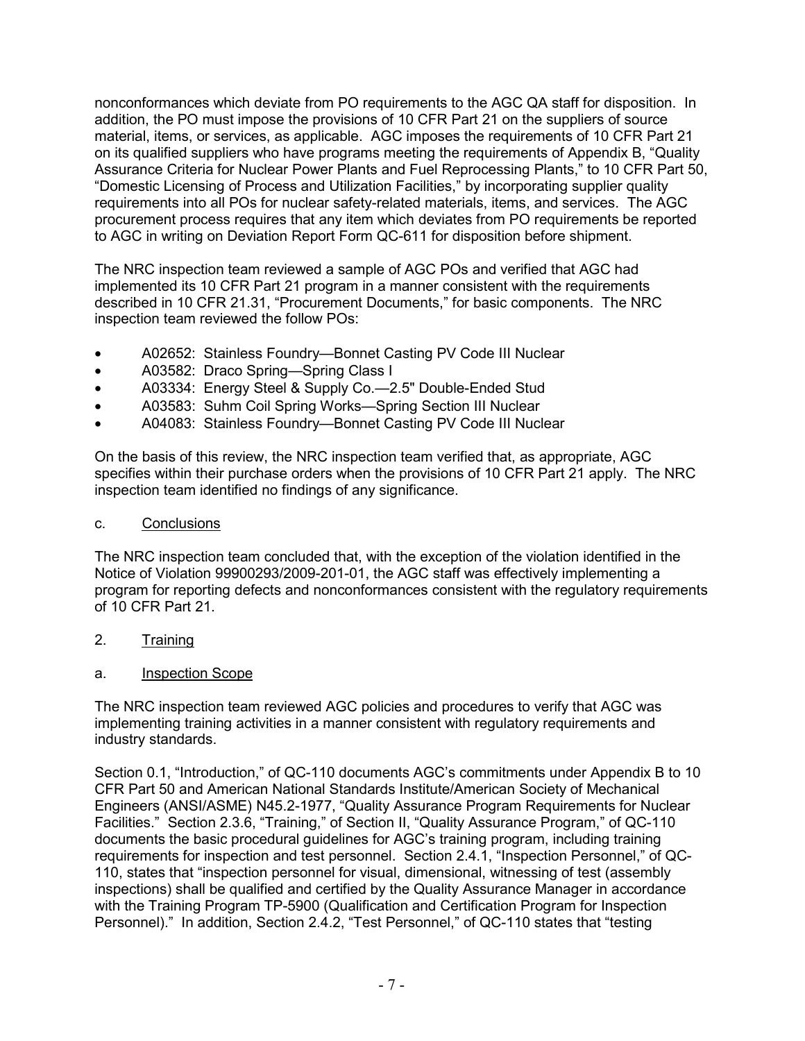nonconformances which deviate from PO requirements to the AGC QA staff for disposition. In addition, the PO must impose the provisions of 10 CFR Part 21 on the suppliers of source material, items, or services, as applicable. AGC imposes the requirements of 10 CFR Part 21 on its qualified suppliers who have programs meeting the requirements of Appendix B, "Quality Assurance Criteria for Nuclear Power Plants and Fuel Reprocessing Plants," to 10 CFR Part 50, "Domestic Licensing of Process and Utilization Facilities," by incorporating supplier quality requirements into all POs for nuclear safety-related materials, items, and services. The AGC procurement process requires that any item which deviates from PO requirements be reported to AGC in writing on Deviation Report Form QC-611 for disposition before shipment.

The NRC inspection team reviewed a sample of AGC POs and verified that AGC had implemented its 10 CFR Part 21 program in a manner consistent with the requirements described in 10 CFR 21.31, "Procurement Documents," for basic components. The NRC inspection team reviewed the follow POs:

- A02652: Stainless Foundry—Bonnet Casting PV Code III Nuclear
- A03582: Draco Spring—Spring Class I
- A03334: Energy Steel & Supply Co.—2.5" Double-Ended Stud
- A03583: Suhm Coil Spring Works—Spring Section III Nuclear
- A04083: Stainless Foundry—Bonnet Casting PV Code III Nuclear

On the basis of this review, the NRC inspection team verified that, as appropriate, AGC specifies within their purchase orders when the provisions of 10 CFR Part 21 apply. The NRC inspection team identified no findings of any significance.

c. Conclusions

The NRC inspection team concluded that, with the exception of the violation identified in the Notice of Violation 99900293/2009-201-01, the AGC staff was effectively implementing a program for reporting defects and nonconformances consistent with the regulatory requirements of 10 CFR Part 21.

2. Training

a. Inspection Scope

The NRC inspection team reviewed AGC policies and procedures to verify that AGC was implementing training activities in a manner consistent with regulatory requirements and industry standards.

Section 0.1, "Introduction," of QC-110 documents AGC's commitments under Appendix B to 10 CFR Part 50 and American National Standards Institute/American Society of Mechanical Engineers (ANSI/ASME) N45.2-1977, "Quality Assurance Program Requirements for Nuclear Facilities." Section 2.3.6, "Training," of Section II, "Quality Assurance Program," of QC-110 documents the basic procedural guidelines for AGC's training program, including training requirements for inspection and test personnel. Section 2.4.1, "Inspection Personnel," of QC-110, states that "inspection personnel for visual, dimensional, witnessing of test (assembly inspections) shall be qualified and certified by the Quality Assurance Manager in accordance with the Training Program TP-5900 (Qualification and Certification Program for Inspection Personnel)." In addition, Section 2.4.2, "Test Personnel," of QC-110 states that "testing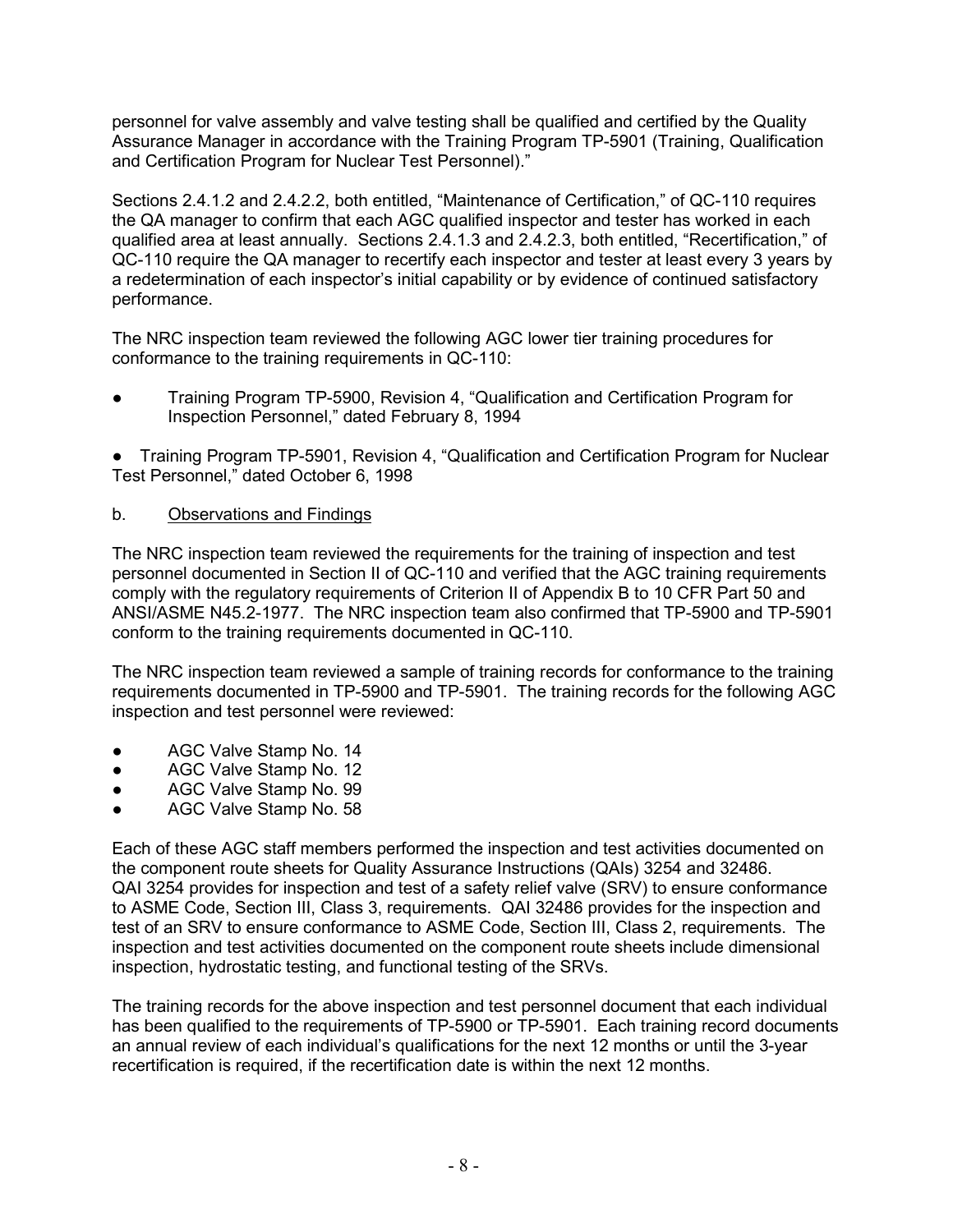personnel for valve assembly and valve testing shall be qualified and certified by the Quality Assurance Manager in accordance with the Training Program TP-5901 (Training, Qualification and Certification Program for Nuclear Test Personnel)."

Sections 2.4.1.2 and 2.4.2.2, both entitled, "Maintenance of Certification," of QC-110 requires the QA manager to confirm that each AGC qualified inspector and tester has worked in each qualified area at least annually. Sections 2.4.1.3 and 2.4.2.3, both entitled, "Recertification," of QC-110 require the QA manager to recertify each inspector and tester at least every 3 years by a redetermination of each inspector's initial capability or by evidence of continued satisfactory performance.

The NRC inspection team reviewed the following AGC lower tier training procedures for conformance to the training requirements in QC-110:

- Training Program TP-5900, Revision 4, "Qualification and Certification Program for Inspection Personnel," dated February 8, 1994
- Training Program TP-5901, Revision 4, "Qualification and Certification Program for Nuclear Test Personnel," dated October 6, 1998

b. Observations and Findings

The NRC inspection team reviewed the requirements for the training of inspection and test personnel documented in Section II of QC-110 and verified that the AGC training requirements comply with the regulatory requirements of Criterion II of Appendix B to 10 CFR Part 50 and ANSI/ASME N45.2-1977. The NRC inspection team also confirmed that TP-5900 and TP-5901 conform to the training requirements documented in QC-110.

The NRC inspection team reviewed a sample of training records for conformance to the training requirements documented in TP-5900 and TP-5901. The training records for the following AGC inspection and test personnel were reviewed:

- AGC Valve Stamp No. 14
- AGC Valve Stamp No. 12
- AGC Valve Stamp No. 99
- AGC Valve Stamp No. 58

Each of these AGC staff members performed the inspection and test activities documented on the component route sheets for Quality Assurance Instructions (QAIs) 3254 and 32486. QAI 3254 provides for inspection and test of a safety relief valve (SRV) to ensure conformance to ASME Code, Section III, Class 3, requirements. QAI 32486 provides for the inspection and test of an SRV to ensure conformance to ASME Code, Section III, Class 2, requirements. The inspection and test activities documented on the component route sheets include dimensional inspection, hydrostatic testing, and functional testing of the SRVs.

The training records for the above inspection and test personnel document that each individual has been qualified to the requirements of TP-5900 or TP-5901. Each training record documents an annual review of each individual's qualifications for the next 12 months or until the 3-year recertification is required, if the recertification date is within the next 12 months.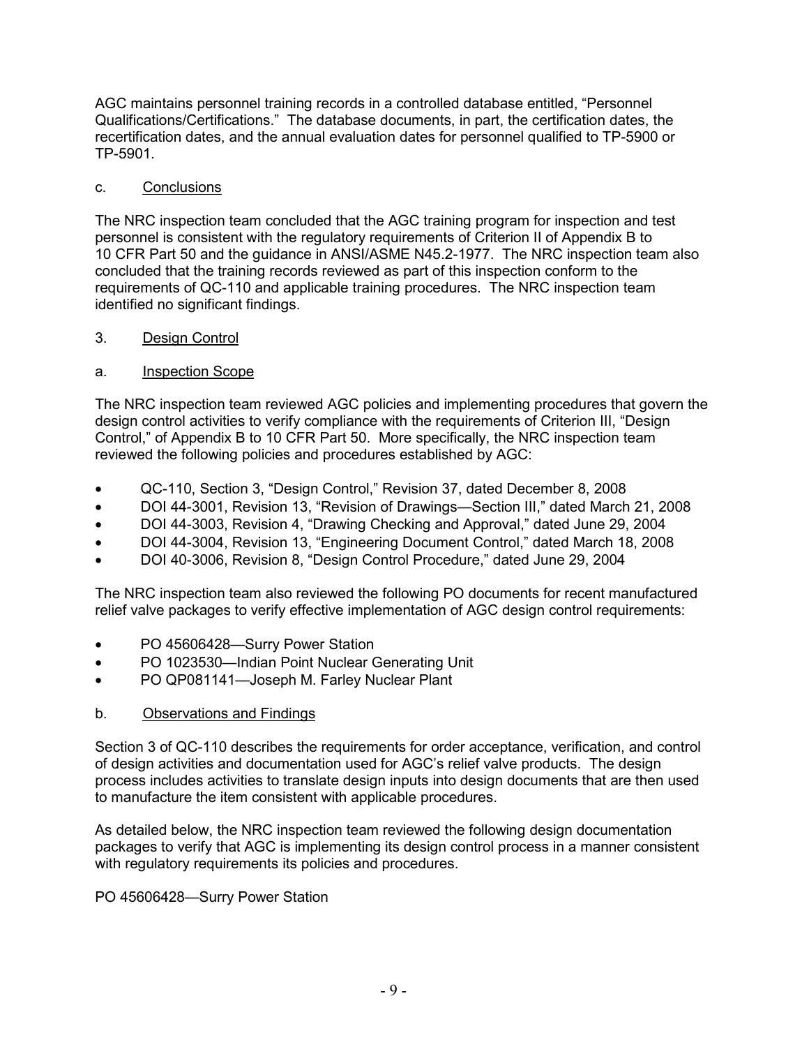AGC maintains personnel training records in a controlled database entitled, "Personnel Qualifications/Certifications." The database documents, in part, the certification dates, the recertification dates, and the annual evaluation dates for personnel qualified to TP-5900 or TP-5901.

c. Conclusions

The NRC inspection team concluded that the AGC training program for inspection and test personnel is consistent with the regulatory requirements of Criterion II of Appendix B to 10 CFR Part 50 and the guidance in ANSI/ASME N45.2-1977. The NRC inspection team also concluded that the training records reviewed as part of this inspection conform to the requirements of QC-110 and applicable training procedures. The NRC inspection team identified no significant findings.

## 3. Design Control

a. Inspection Scope

The NRC inspection team reviewed AGC policies and implementing procedures that govern the design control activities to verify compliance with the requirements of Criterion III, "Design Control," of Appendix B to 10 CFR Part 50. More specifically, the NRC inspection team reviewed the following policies and procedures established by AGC:

- QC-110, Section 3, "Design Control," Revision 37, dated December 8, 2008
- DOI 44-3001, Revision 13, "Revision of Drawings—Section III," dated March 21, 2008
- DOI 44-3003, Revision 4, "Drawing Checking and Approval," dated June 29, 2004
- DOI 44-3004, Revision 13, "Engineering Document Control," dated March 18, 2008
- DOI 40-3006, Revision 8, "Design Control Procedure," dated June 29, 2004

The NRC inspection team also reviewed the following PO documents for recent manufactured relief valve packages to verify effective implementation of AGC design control requirements:

- PO 45606428—Surry Power Station
- PO 1023530—Indian Point Nuclear Generating Unit
- PO QP081141—Joseph M. Farley Nuclear Plant

b. Observations and Findings

Section 3 of QC-110 describes the requirements for order acceptance, verification, and control of design activities and documentation used for AGC's relief valve products. The design process includes activities to translate design inputs into design documents that are then used to manufacture the item consistent with applicable procedures.

As detailed below, the NRC inspection team reviewed the following design documentation packages to verify that AGC is implementing its design control process in a manner consistent with regulatory requirements its policies and procedures.

PO 45606428—Surry Power Station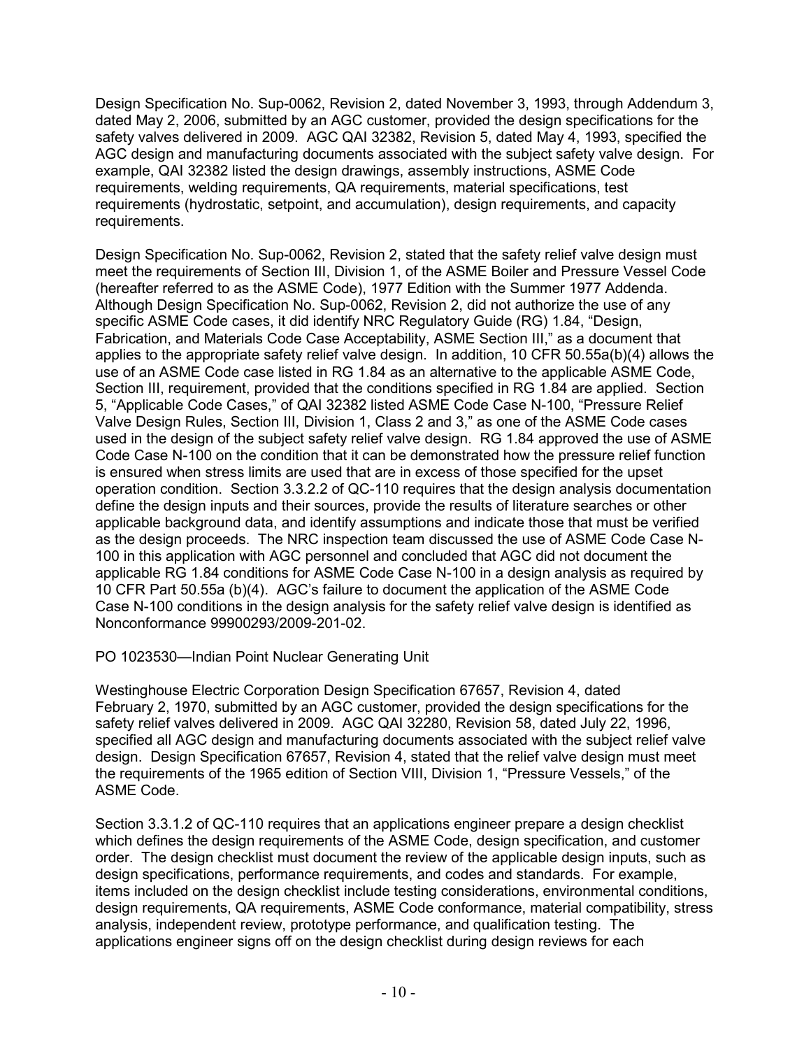Design Specification No. Sup-0062, Revision 2, dated November 3, 1993, through Addendum 3, dated May 2, 2006, submitted by an AGC customer, provided the design specifications for the safety valves delivered in 2009. AGC QAI 32382, Revision 5, dated May 4, 1993, specified the AGC design and manufacturing documents associated with the subject safety valve design. For example, QAI 32382 listed the design drawings, assembly instructions, ASME Code requirements, welding requirements, QA requirements, material specifications, test requirements (hydrostatic, setpoint, and accumulation), design requirements, and capacity requirements.

Design Specification No. Sup-0062, Revision 2, stated that the safety relief valve design must meet the requirements of Section III, Division 1, of the ASME Boiler and Pressure Vessel Code (hereafter referred to as the ASME Code), 1977 Edition with the Summer 1977 Addenda. Although Design Specification No. Sup-0062, Revision 2, did not authorize the use of any specific ASME Code cases, it did identify NRC Regulatory Guide (RG) 1.84, "Design, Fabrication, and Materials Code Case Acceptability, ASME Section III," as a document that applies to the appropriate safety relief valve design. In addition, 10 CFR 50.55a(b)(4) allows the use of an ASME Code case listed in RG 1.84 as an alternative to the applicable ASME Code, Section III, requirement, provided that the conditions specified in RG 1.84 are applied. Section 5, "Applicable Code Cases," of QAI 32382 listed ASME Code Case N-100, "Pressure Relief Valve Design Rules, Section III, Division 1, Class 2 and 3," as one of the ASME Code cases used in the design of the subject safety relief valve design. RG 1.84 approved the use of ASME Code Case N-100 on the condition that it can be demonstrated how the pressure relief function is ensured when stress limits are used that are in excess of those specified for the upset operation condition. Section 3.3.2.2 of QC-110 requires that the design analysis documentation define the design inputs and their sources, provide the results of literature searches or other applicable background data, and identify assumptions and indicate those that must be verified as the design proceeds. The NRC inspection team discussed the use of ASME Code Case N-100 in this application with AGC personnel and concluded that AGC did not document the applicable RG 1.84 conditions for ASME Code Case N-100 in a design analysis as required by 10 CFR Part 50.55a (b)(4). AGC's failure to document the application of the ASME Code Case N-100 conditions in the design analysis for the safety relief valve design is identified as Nonconformance 99900293/2009-201-02.

PO 1023530—Indian Point Nuclear Generating Unit

Westinghouse Electric Corporation Design Specification 67657, Revision 4, dated February 2, 1970, submitted by an AGC customer, provided the design specifications for the safety relief valves delivered in 2009. AGC QAI 32280, Revision 58, dated July 22, 1996, specified all AGC design and manufacturing documents associated with the subject relief valve design. Design Specification 67657, Revision 4, stated that the relief valve design must meet the requirements of the 1965 edition of Section VIII, Division 1, "Pressure Vessels," of the ASME Code.

Section 3.3.1.2 of QC-110 requires that an applications engineer prepare a design checklist which defines the design requirements of the ASME Code, design specification, and customer order. The design checklist must document the review of the applicable design inputs, such as design specifications, performance requirements, and codes and standards. For example, items included on the design checklist include testing considerations, environmental conditions, design requirements, QA requirements, ASME Code conformance, material compatibility, stress analysis, independent review, prototype performance, and qualification testing. The applications engineer signs off on the design checklist during design reviews for each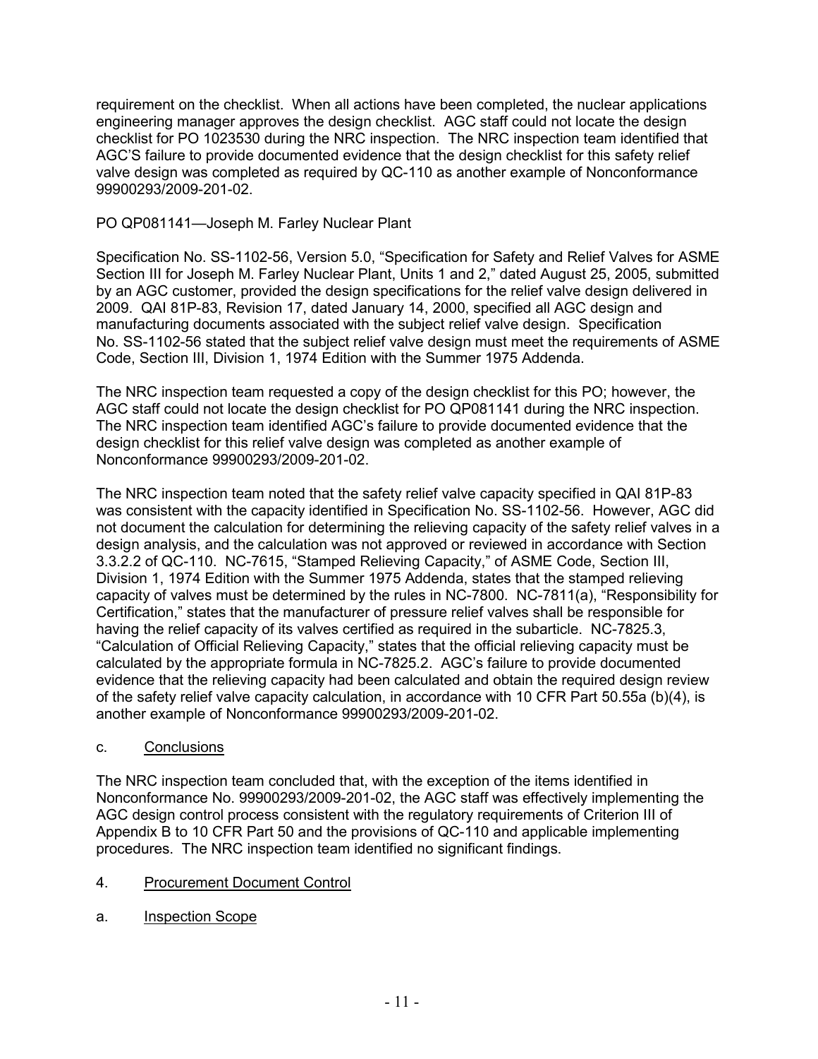requirement on the checklist. When all actions have been completed, the nuclear applications engineering manager approves the design checklist. AGC staff could not locate the design checklist for PO 1023530 during the NRC inspection. The NRC inspection team identified that AGC'S failure to provide documented evidence that the design checklist for this safety relief valve design was completed as required by QC-110 as another example of Nonconformance 99900293/2009-201-02.

PO QP081141—Joseph M. Farley Nuclear Plant

Specification No. SS-1102-56, Version 5.0, "Specification for Safety and Relief Valves for ASME Section III for Joseph M. Farley Nuclear Plant, Units 1 and 2," dated August 25, 2005, submitted by an AGC customer, provided the design specifications for the relief valve design delivered in 2009. QAI 81P-83, Revision 17, dated January 14, 2000, specified all AGC design and manufacturing documents associated with the subject relief valve design. Specification No. SS-1102-56 stated that the subject relief valve design must meet the requirements of ASME Code, Section III, Division 1, 1974 Edition with the Summer 1975 Addenda.

The NRC inspection team requested a copy of the design checklist for this PO; however, the AGC staff could not locate the design checklist for PO QP081141 during the NRC inspection. The NRC inspection team identified AGC's failure to provide documented evidence that the design checklist for this relief valve design was completed as another example of Nonconformance 99900293/2009-201-02.

The NRC inspection team noted that the safety relief valve capacity specified in QAI 81P-83 was consistent with the capacity identified in Specification No. SS-1102-56. However, AGC did not document the calculation for determining the relieving capacity of the safety relief valves in a design analysis, and the calculation was not approved or reviewed in accordance with Section 3.3.2.2 of QC-110. NC-7615, "Stamped Relieving Capacity," of ASME Code, Section III, Division 1, 1974 Edition with the Summer 1975 Addenda, states that the stamped relieving capacity of valves must be determined by the rules in NC-7800. NC-7811(a), "Responsibility for Certification," states that the manufacturer of pressure relief valves shall be responsible for having the relief capacity of its valves certified as required in the subarticle. NC-7825.3, "Calculation of Official Relieving Capacity," states that the official relieving capacity must be calculated by the appropriate formula in NC-7825.2. AGC's failure to provide documented evidence that the relieving capacity had been calculated and obtain the required design review of the safety relief valve capacity calculation, in accordance with 10 CFR Part 50.55a (b)(4), is another example of Nonconformance 99900293/2009-201-02.

c. <u>Conclusions</u>

The NRC inspection team concluded that, with the exception of the items identified in Nonconformance No. 99900293/2009-201-02, the AGC staff was effectively implementing the AGC design control process consistent with the regulatory requirements of Criterion III of Appendix B to 10 CFR Part 50 and the provisions of QC-110 and applicable implementing procedures. The NRC inspection team identified no significant findings.

4. <u>Procurement Document Control</u>

a. <u>Inspection Scope</u>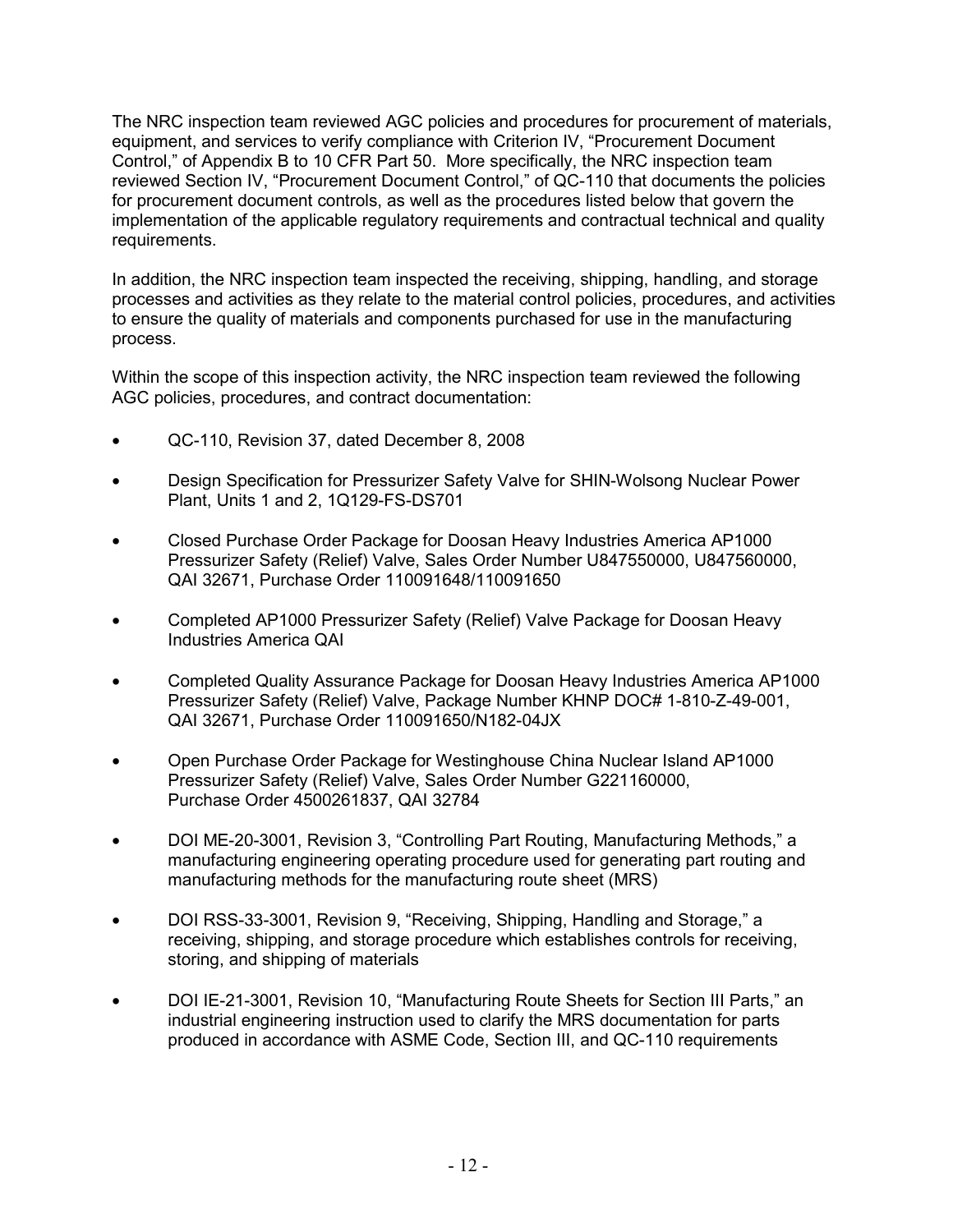The NRC inspection team reviewed AGC policies and procedures for procurement of materials, equipment, and services to verify compliance with Criterion IV, "Procurement Document Control," of Appendix B to 10 CFR Part 50. More specifically, the NRC inspection team reviewed Section IV, "Procurement Document Control," of QC-110 that documents the policies for procurement document controls, as well as the procedures listed below that govern the implementation of the applicable regulatory requirements and contractual technical and quality requirements.

In addition, the NRC inspection team inspected the receiving, shipping, handling, and storage processes and activities as they relate to the material control policies, procedures, and activities to ensure the quality of materials and components purchased for use in the manufacturing process.

Within the scope of this inspection activity, the NRC inspection team reviewed the following AGC policies, procedures, and contract documentation:

- QC-110, Revision 37, dated December 8, 2008
- Design Specification for Pressurizer Safety Valve for SHIN-Wolsong Nuclear Power Plant, Units 1 and 2, 1Q129-FS-DS701
- Closed Purchase Order Package for Doosan Heavy Industries America AP1000 Pressurizer Safety (Relief) Valve, Sales Order Number U847550000, U847560000, QAI 32671, Purchase Order 110091648/110091650
- Completed AP1000 Pressurizer Safety (Relief) Valve Package for Doosan Heavy Industries America QAI
- Completed Quality Assurance Package for Doosan Heavy Industries America AP1000 Pressurizer Safety (Relief) Valve, Package Number KHNP DOC# 1-810-Z-49-001, QAI 32671, Purchase Order 110091650/N182-04JX
- Open Purchase Order Package for Westinghouse China Nuclear Island AP1000 Pressurizer Safety (Relief) Valve, Sales Order Number G221160000, Purchase Order 4500261837, QAI 32784
- DOI ME-20-3001, Revision 3, "Controlling Part Routing, Manufacturing Methods," a manufacturing engineering operating procedure used for generating part routing and manufacturing methods for the manufacturing route sheet (MRS)
- DOI RSS-33-3001, Revision 9, "Receiving, Shipping, Handling and Storage," a receiving, shipping, and storage procedure which establishes controls for receiving, storing, and shipping of materials
- DOI IE-21-3001, Revision 10, "Manufacturing Route Sheets for Section III Parts," an industrial engineering instruction used to clarify the MRS documentation for parts produced in accordance with ASME Code, Section III, and QC-110 requirements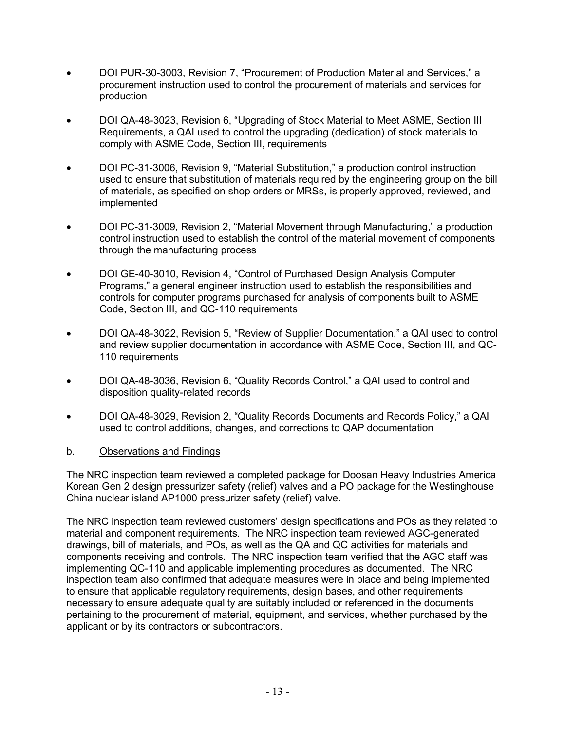- DOI PUR-30-3003, Revision 7, "Procurement of Production Material and Services," a procurement instruction used to control the procurement of materials and services for production

- DOI QA-48-3023, Revision 6, "Upgrading of Stock Material to Meet ASME, Section III Requirements, a QAI used to control the upgrading (dedication) of stock materials to comply with ASME Code, Section III, requirements

- DOI PC-31-3006, Revision 9, "Material Substitution," a production control instruction used to ensure that substitution of materials required by the engineering group on the bill of materials, as specified on shop orders or MRSs, is properly approved, reviewed, and implemented

- DOI PC-31-3009, Revision 2, "Material Movement through Manufacturing," a production control instruction used to establish the control of the material movement of components through the manufacturing process

- DOI GE-40-3010, Revision 4, "Control of Purchased Design Analysis Computer Programs," a general engineer instruction used to establish the responsibilities and controls for computer programs purchased for analysis of components built to ASME Code, Section III, and QC-110 requirements

- DOI QA-48-3022, Revision 5, "Review of Supplier Documentation," a QAI used to control and review supplier documentation in accordance with ASME Code, Section III, and QC-110 requirements

- DOI QA-48-3036, Revision 6, "Quality Records Control," a QAI used to control and disposition quality-related records

- DOI QA-48-3029, Revision 2, "Quality Records Documents and Records Policy," a QAI used to control additions, changes, and corrections to QAP documentation

b. Observations and Findings

The NRC inspection team reviewed a completed package for Doosan Heavy Industries America Korean Gen 2 design pressurizer safety (relief) valves and a PO package for the Westinghouse China nuclear island AP1000 pressurizer safety (relief) valve.

The NRC inspection team reviewed customers' design specifications and POs as they related to material and component requirements. The NRC inspection team reviewed AGC-generated drawings, bill of materials, and POs, as well as the QA and QC activities for materials and components receiving and controls. The NRC inspection team verified that the AGC staff was implementing QC-110 and applicable implementing procedures as documented. The NRC inspection team also confirmed that adequate measures were in place and being implemented to ensure that applicable regulatory requirements, design bases, and other requirements necessary to ensure adequate quality are suitably included or referenced in the documents pertaining to the procurement of material, equipment, and services, whether purchased by the applicant or by its contractors or subcontractors.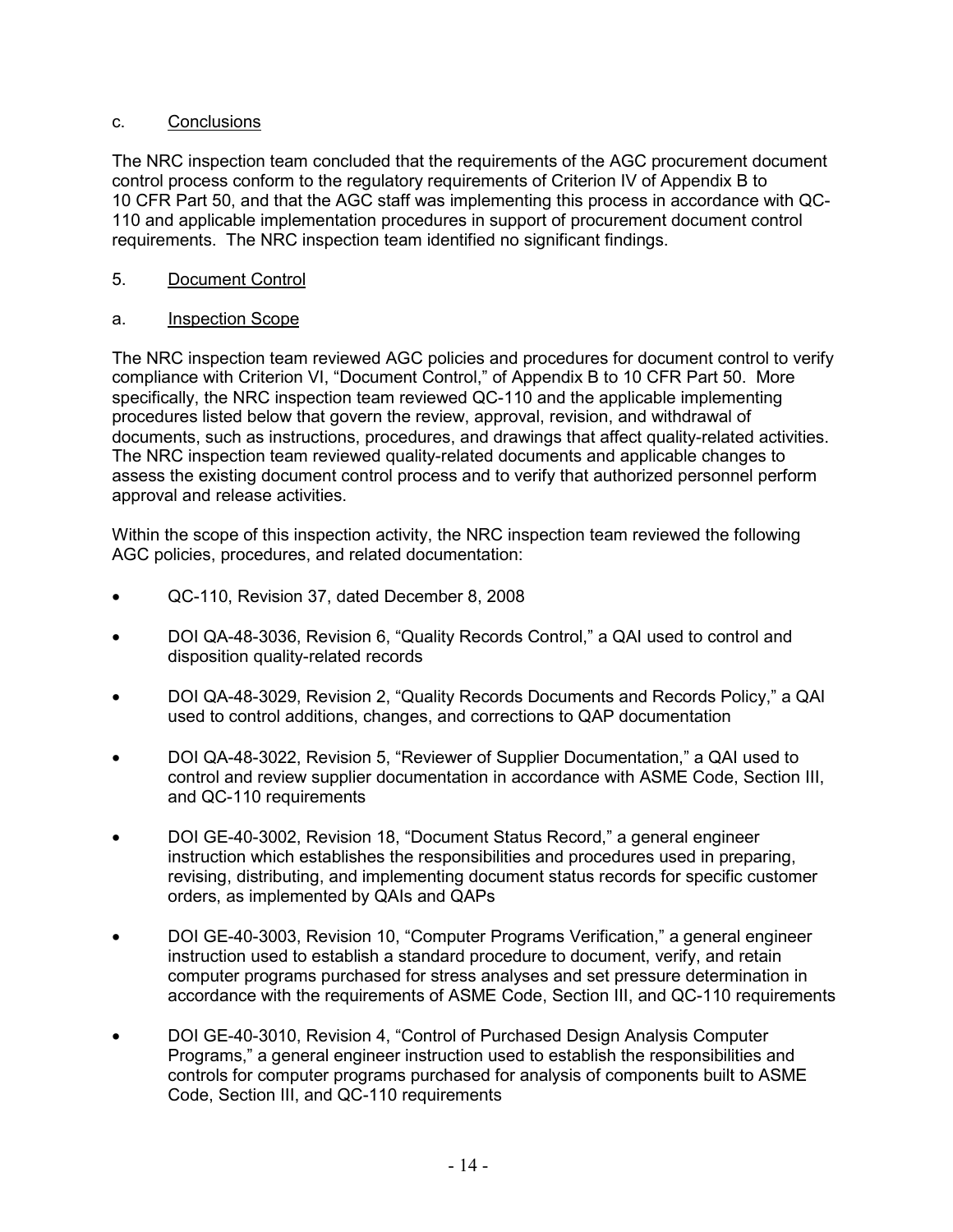c. Conclusions

The NRC inspection team concluded that the requirements of the AGC procurement document control process conform to the regulatory requirements of Criterion IV of Appendix B to 10 CFR Part 50, and that the AGC staff was implementing this process in accordance with QC-110 and applicable implementation procedures in support of procurement document control requirements. The NRC inspection team identified no significant findings.

5. Document Control

a. Inspection Scope

The NRC inspection team reviewed AGC policies and procedures for document control to verify compliance with Criterion VI, "Document Control," of Appendix B to 10 CFR Part 50. More specifically, the NRC inspection team reviewed QC-110 and the applicable implementing procedures listed below that govern the review, approval, revision, and withdrawal of documents, such as instructions, procedures, and drawings that affect quality-related activities. The NRC inspection team reviewed quality-related documents and applicable changes to assess the existing document control process and to verify that authorized personnel perform approval and release activities.

Within the scope of this inspection activity, the NRC inspection team reviewed the following AGC policies, procedures, and related documentation:

- QC-110, Revision 37, dated December 8, 2008
- DOI QA-48-3036, Revision 6, "Quality Records Control," a QAI used to control and disposition quality-related records
- DOI QA-48-3029, Revision 2, "Quality Records Documents and Records Policy," a QAI used to control additions, changes, and corrections to QAP documentation
- DOI QA-48-3022, Revision 5, "Reviewer of Supplier Documentation," a QAI used to control and review supplier documentation in accordance with ASME Code, Section III, and QC-110 requirements
- DOI GE-40-3002, Revision 18, "Document Status Record," a general engineer instruction which establishes the responsibilities and procedures used in preparing, revising, distributing, and implementing document status records for specific customer orders, as implemented by QAIs and QAPs
- DOI GE-40-3003, Revision 10, "Computer Programs Verification," a general engineer instruction used to establish a standard procedure to document, verify, and retain computer programs purchased for stress analyses and set pressure determination in accordance with the requirements of ASME Code, Section III, and QC-110 requirements
- DOI GE-40-3010, Revision 4, "Control of Purchased Design Analysis Computer Programs," a general engineer instruction used to establish the responsibilities and controls for computer programs purchased for analysis of components built to ASME Code, Section III, and QC-110 requirements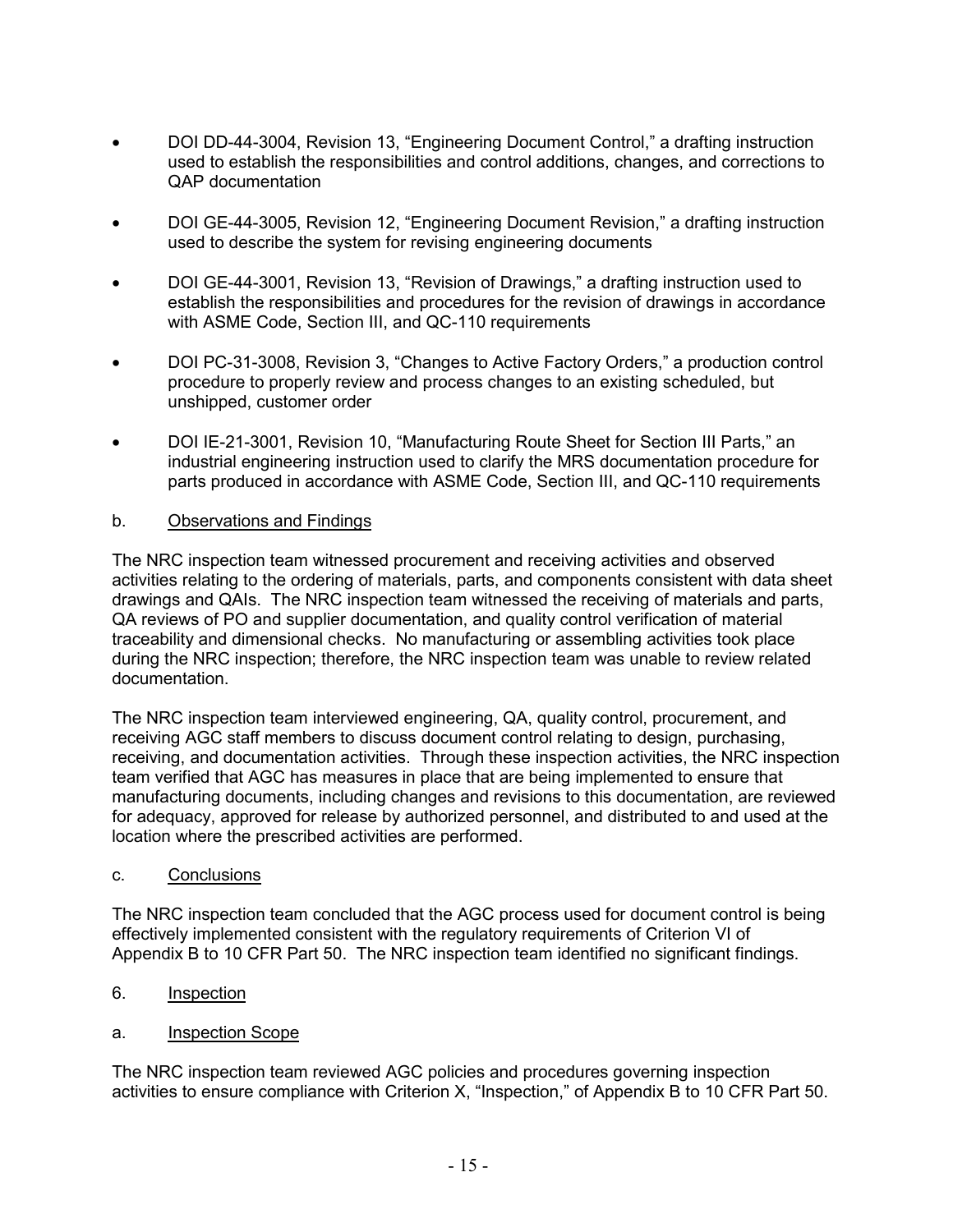- DOI DD-44-3004, Revision 13, “Engineering Document Control,” a drafting instruction used to establish the responsibilities and control additions, changes, and corrections to QAP documentation

- DOI GE-44-3005, Revision 12, “Engineering Document Revision,” a drafting instruction used to describe the system for revising engineering documents

- DOI GE-44-3001, Revision 13, “Revision of Drawings,” a drafting instruction used to establish the responsibilities and procedures for the revision of drawings in accordance with ASME Code, Section III, and QC-110 requirements

- DOI PC-31-3008, Revision 3, “Changes to Active Factory Orders,” a production control procedure to properly review and process changes to an existing scheduled, but unshipped, customer order

- DOI IE-21-3001, Revision 10, “Manufacturing Route Sheet for Section III Parts,” an industrial engineering instruction used to clarify the MRS documentation procedure for parts produced in accordance with ASME Code, Section III, and QC-110 requirements

b. Observations and Findings

The NRC inspection team witnessed procurement and receiving activities and observed activities relating to the ordering of materials, parts, and components consistent with data sheet drawings and QAIs. The NRC inspection team witnessed the receiving of materials and parts, QA reviews of PO and supplier documentation, and quality control verification of material traceability and dimensional checks. No manufacturing or assembling activities took place during the NRC inspection; therefore, the NRC inspection team was unable to review related documentation.

The NRC inspection team interviewed engineering, QA, quality control, procurement, and receiving AGC staff members to discuss document control relating to design, purchasing, receiving, and documentation activities. Through these inspection activities, the NRC inspection team verified that AGC has measures in place that are being implemented to ensure that manufacturing documents, including changes and revisions to this documentation, are reviewed for adequacy, approved for release by authorized personnel, and distributed to and used at the location where the prescribed activities are performed.

c. Conclusions

The NRC inspection team concluded that the AGC process used for document control is being effectively implemented consistent with the regulatory requirements of Criterion VI of Appendix B to 10 CFR Part 50. The NRC inspection team identified no significant findings.

6. Inspection

a. Inspection Scope

The NRC inspection team reviewed AGC policies and procedures governing inspection activities to ensure compliance with Criterion X, “Inspection,” of Appendix B to 10 CFR Part 50.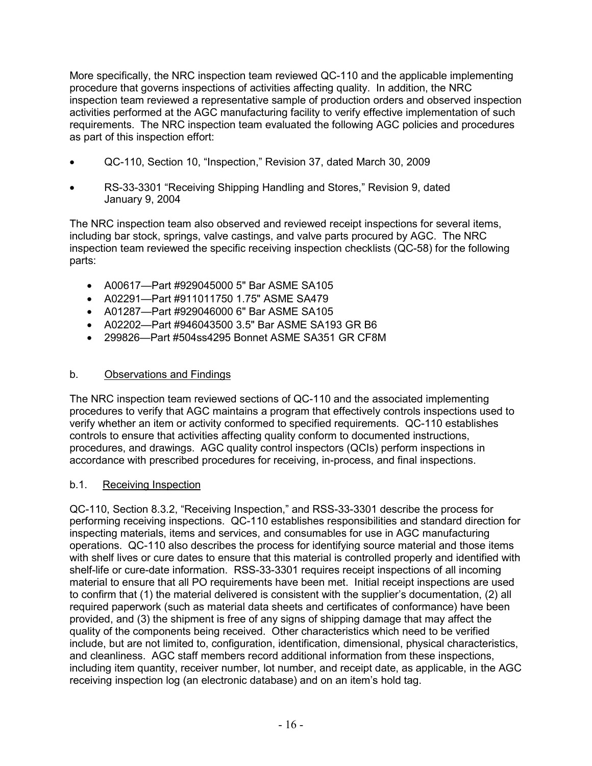More specifically, the NRC inspection team reviewed QC-110 and the applicable implementing procedure that governs inspections of activities affecting quality. In addition, the NRC inspection team reviewed a representative sample of production orders and observed inspection activities performed at the AGC manufacturing facility to verify effective implementation of such requirements. The NRC inspection team evaluated the following AGC policies and procedures as part of this inspection effort:

- QC-110, Section 10, "Inspection," Revision 37, dated March 30, 2009
- RS-33-3301 "Receiving Shipping Handling and Stores," Revision 9, dated January 9, 2004

The NRC inspection team also observed and reviewed receipt inspections for several items, including bar stock, springs, valve castings, and valve parts procured by AGC. The NRC inspection team reviewed the specific receiving inspection checklists (QC-58) for the following parts:

- A00617—Part #929045000 5" Bar ASME SA105
- A02291—Part #911011750 1.75" ASME SA479
- A01287—Part #929046000 6" Bar ASME SA105
- A02202—Part #946043500 3.5" Bar ASME SA193 GR B6
- 299826—Part #504ss4295 Bonnet ASME SA351 GR CF8M

## b. Observations and Findings

The NRC inspection team reviewed sections of QC-110 and the associated implementing procedures to verify that AGC maintains a program that effectively controls inspections used to verify whether an item or activity conformed to specified requirements. QC-110 establishes controls to ensure that activities affecting quality conform to documented instructions, procedures, and drawings. AGC quality control inspectors (QCIs) perform inspections in accordance with prescribed procedures for receiving, in-process, and final inspections.

### b.1. Receiving Inspection

QC-110, Section 8.3.2, "Receiving Inspection," and RSS-33-3301 describe the process for performing receiving inspections. QC-110 establishes responsibilities and standard direction for inspecting materials, items and services, and consumables for use in AGC manufacturing operations. QC-110 also describes the process for identifying source material and those items with shelf lives or cure dates to ensure that this material is controlled properly and identified with shelf-life or cure-date information. RSS-33-3301 requires receipt inspections of all incoming material to ensure that all PO requirements have been met. Initial receipt inspections are used to confirm that (1) the material delivered is consistent with the supplier's documentation, (2) all required paperwork (such as material data sheets and certificates of conformance) have been provided, and (3) the shipment is free of any signs of shipping damage that may affect the quality of the components being received. Other characteristics which need to be verified include, but are not limited to, configuration, identification, dimensional, physical characteristics, and cleanliness. AGC staff members record additional information from these inspections, including item quantity, receiver number, lot number, and receipt date, as applicable, in the AGC receiving inspection log (an electronic database) and on an item's hold tag.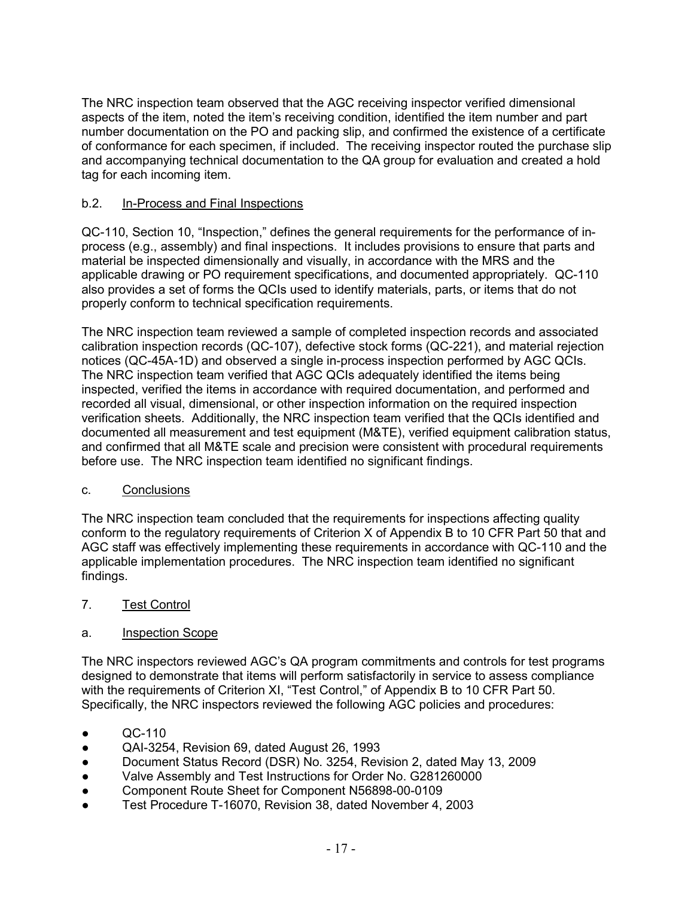The NRC inspection team observed that the AGC receiving inspector verified dimensional aspects of the item, noted the item's receiving condition, identified the item number and part number documentation on the PO and packing slip, and confirmed the existence of a certificate of conformance for each specimen, if included. The receiving inspector routed the purchase slip and accompanying technical documentation to the QA group for evaluation and created a hold tag for each incoming item.

b.2. <u>In-Process and Final Inspections</u>

QC-110, Section 10, "Inspection," defines the general requirements for the performance of in-process (e.g., assembly) and final inspections. It includes provisions to ensure that parts and material be inspected dimensionally and visually, in accordance with the MRS and the applicable drawing or PO requirement specifications, and documented appropriately. QC-110 also provides a set of forms the QCIs used to identify materials, parts, or items that do not properly conform to technical specification requirements.

The NRC inspection team reviewed a sample of completed inspection records and associated calibration inspection records (QC-107), defective stock forms (QC-221), and material rejection notices (QC-45A-1D) and observed a single in-process inspection performed by AGC QCIs. The NRC inspection team verified that AGC QCIs adequately identified the items being inspected, verified the items in accordance with required documentation, and performed and recorded all visual, dimensional, or other inspection information on the required inspection verification sheets. Additionally, the NRC inspection team verified that the QCIs identified and documented all measurement and test equipment (M&TE), verified equipment calibration status, and confirmed that all M&TE scale and precision were consistent with procedural requirements before use. The NRC inspection team identified no significant findings.

c. <u>Conclusions</u>

The NRC inspection team concluded that the requirements for inspections affecting quality conform to the regulatory requirements of Criterion X of Appendix B to 10 CFR Part 50 that and AGC staff was effectively implementing these requirements in accordance with QC-110 and the applicable implementation procedures. The NRC inspection team identified no significant findings.

7. <u>Test Control</u>

a. <u>Inspection Scope</u>

The NRC inspectors reviewed AGC's QA program commitments and controls for test programs designed to demonstrate that items will perform satisfactorily in service to assess compliance with the requirements of Criterion XI, "Test Control," of Appendix B to 10 CFR Part 50. Specifically, the NRC inspectors reviewed the following AGC policies and procedures:

- QC-110
- QAI-3254, Revision 69, dated August 26, 1993
- Document Status Record (DSR) No. 3254, Revision 2, dated May 13, 2009
- Valve Assembly and Test Instructions for Order No. G281260000
- Component Route Sheet for Component N56898-00-0109
- Test Procedure T-16070, Revision 38, dated November 4, 2003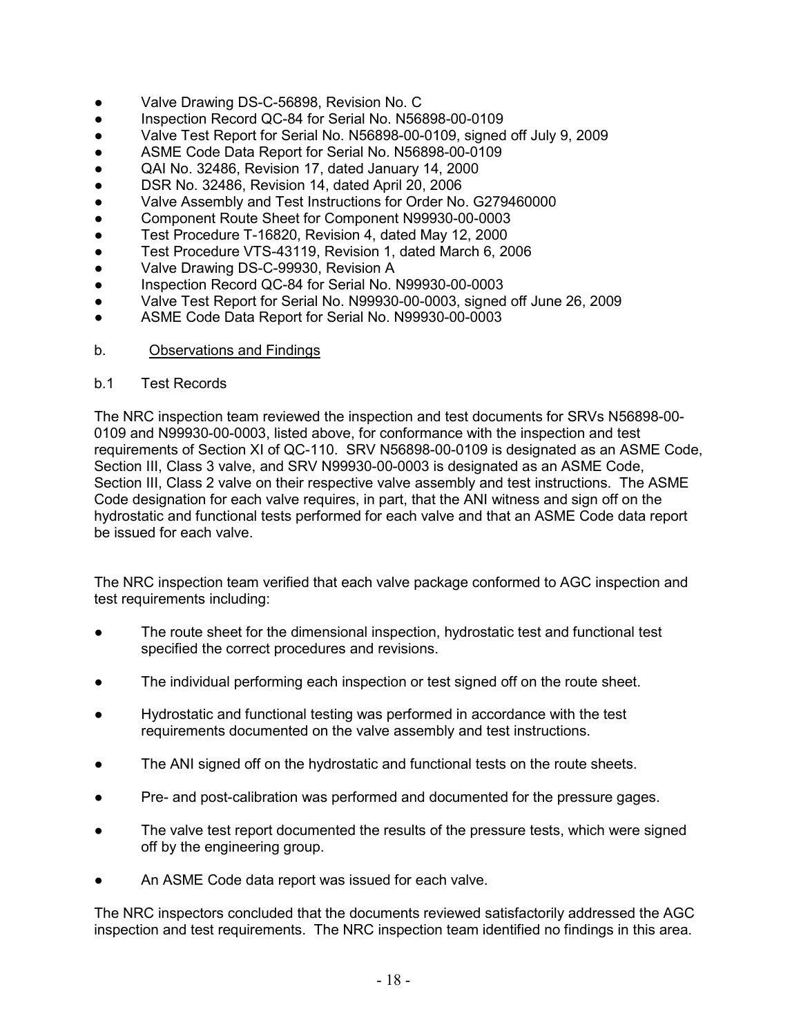- Valve Drawing DS-C-56898, Revision No. C
- Inspection Record QC-84 for Serial No. N56898-00-0109
- Valve Test Report for Serial No. N56898-00-0109, signed off July 9, 2009
- ASME Code Data Report for Serial No. N56898-00-0109
- QAI No. 32486, Revision 17, dated January 14, 2000
- DSR No. 32486, Revision 14, dated April 20, 2006
- Valve Assembly and Test Instructions for Order No. G279460000
- Component Route Sheet for Component N99930-00-0003
- Test Procedure T-16820, Revision 4, dated May 12, 2000
- Test Procedure VTS-43119, Revision 1, dated March 6, 2006
- Valve Drawing DS-C-99930, Revision A
- Inspection Record QC-84 for Serial No. N99930-00-0003
- Valve Test Report for Serial No. N99930-00-0003, signed off June 26, 2009
- ASME Code Data Report for Serial No. N99930-00-0003

b. Observations and Findings

b.1 Test Records

The NRC inspection team reviewed the inspection and test documents for SRVs N56898-00-0109 and N99930-00-0003, listed above, for conformance with the inspection and test requirements of Section XI of QC-110. SRV N56898-00-0109 is designated as an ASME Code, Section III, Class 3 valve, and SRV N99930-00-0003 is designated as an ASME Code, Section III, Class 2 valve on their respective valve assembly and test instructions. The ASME Code designation for each valve requires, in part, that the ANI witness and sign off on the hydrostatic and functional tests performed for each valve and that an ASME Code data report be issued for each valve.

The NRC inspection team verified that each valve package conformed to AGC inspection and test requirements including:

- The route sheet for the dimensional inspection, hydrostatic test and functional test specified the correct procedures and revisions.
- The individual performing each inspection or test signed off on the route sheet.
- Hydrostatic and functional testing was performed in accordance with the test requirements documented on the valve assembly and test instructions.
- The ANI signed off on the hydrostatic and functional tests on the route sheets.
- Pre- and post-calibration was performed and documented for the pressure gages.
- The valve test report documented the results of the pressure tests, which were signed off by the engineering group.
- An ASME Code data report was issued for each valve.

The NRC inspectors concluded that the documents reviewed satisfactorily addressed the AGC inspection and test requirements. The NRC inspection team identified no findings in this area.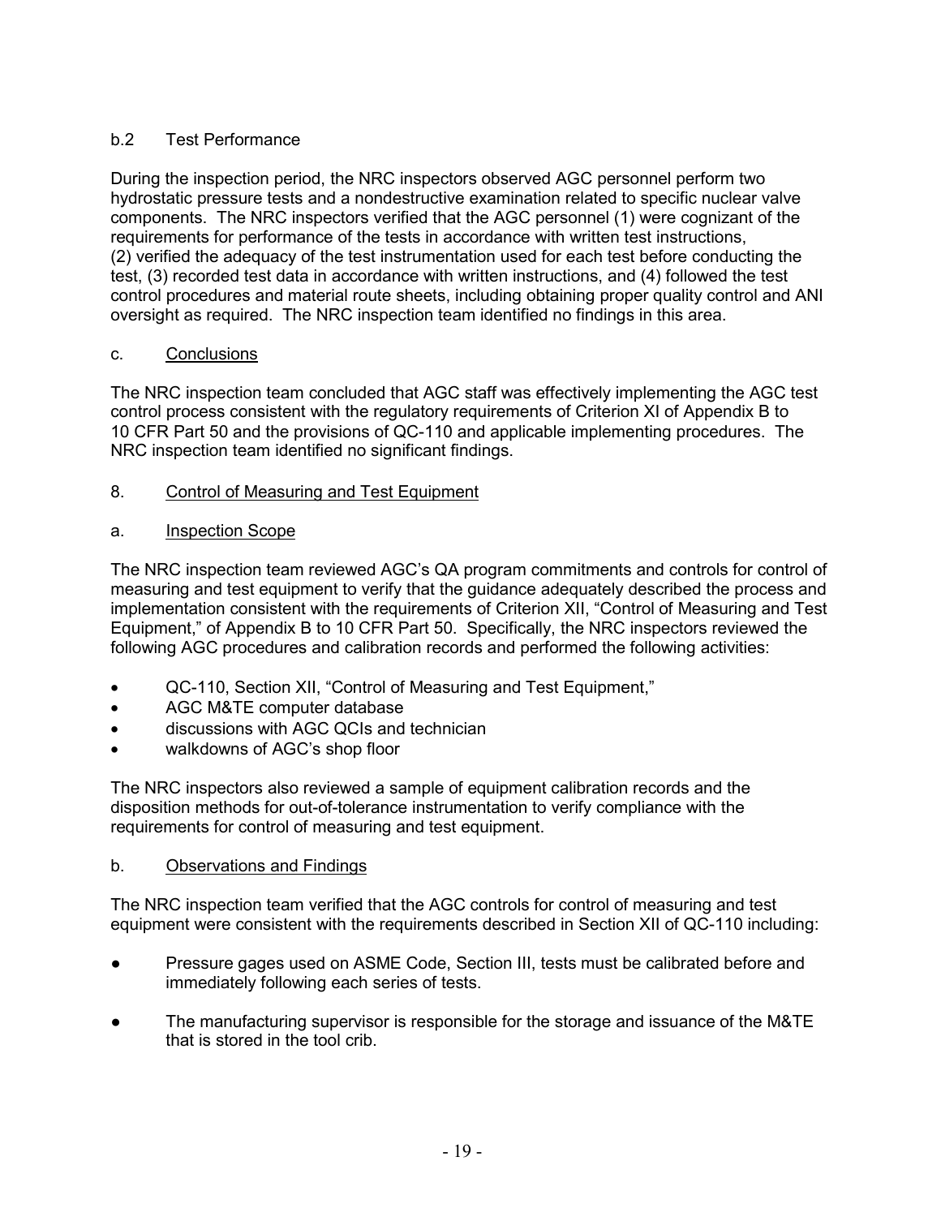b.2 Test Performance

During the inspection period, the NRC inspectors observed AGC personnel perform two hydrostatic pressure tests and a nondestructive examination related to specific nuclear valve components. The NRC inspectors verified that the AGC personnel (1) were cognizant of the requirements for performance of the tests in accordance with written test instructions, (2) verified the adequacy of the test instrumentation used for each test before conducting the test, (3) recorded test data in accordance with written instructions, and (4) followed the test control procedures and material route sheets, including obtaining proper quality control and ANI oversight as required. The NRC inspection team identified no findings in this area.

c. Conclusions

The NRC inspection team concluded that AGC staff was effectively implementing the AGC test control process consistent with the regulatory requirements of Criterion XI of Appendix B to 10 CFR Part 50 and the provisions of QC-110 and applicable implementing procedures. The NRC inspection team identified no significant findings.

## 8. Control of Measuring and Test Equipment

a. Inspection Scope

The NRC inspection team reviewed AGC's QA program commitments and controls for control of measuring and test equipment to verify that the guidance adequately described the process and implementation consistent with the requirements of Criterion XII, "Control of Measuring and Test Equipment," of Appendix B to 10 CFR Part 50. Specifically, the NRC inspectors reviewed the following AGC procedures and calibration records and performed the following activities:

- QC-110, Section XII, "Control of Measuring and Test Equipment,"
- AGC M&TE computer database
- discussions with AGC QCIs and technician
- walkdowns of AGC's shop floor

The NRC inspectors also reviewed a sample of equipment calibration records and the disposition methods for out-of-tolerance instrumentation to verify compliance with the requirements for control of measuring and test equipment.

b. Observations and Findings

The NRC inspection team verified that the AGC controls for control of measuring and test equipment were consistent with the requirements described in Section XII of QC-110 including:

- Pressure gages used on ASME Code, Section III, tests must be calibrated before and immediately following each series of tests.
- The manufacturing supervisor is responsible for the storage and issuance of the M&TE that is stored in the tool crib.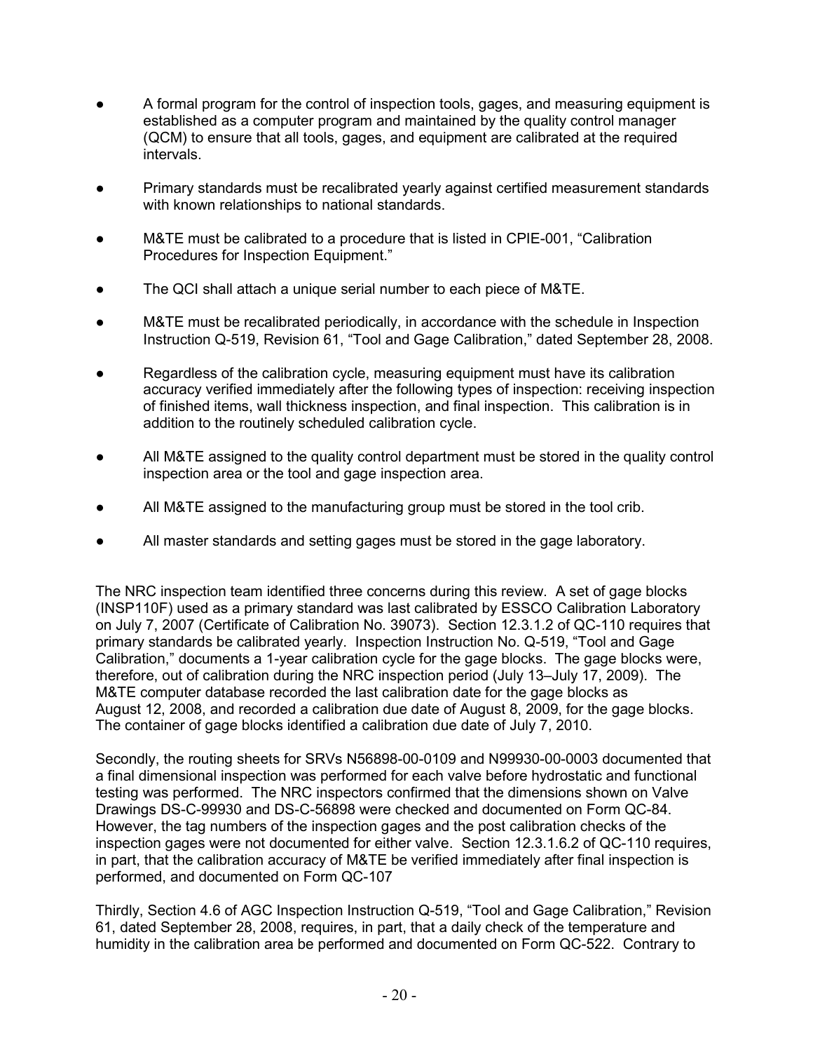- A formal program for the control of inspection tools, gages, and measuring equipment is established as a computer program and maintained by the quality control manager (QCM) to ensure that all tools, gages, and equipment are calibrated at the required intervals.

- Primary standards must be recalibrated yearly against certified measurement standards with known relationships to national standards.

- M&TE must be calibrated to a procedure that is listed in CPIE-001, "Calibration Procedures for Inspection Equipment."

- The QCI shall attach a unique serial number to each piece of M&TE.

- M&TE must be recalibrated periodically, in accordance with the schedule in Inspection Instruction Q-519, Revision 61, "Tool and Gage Calibration," dated September 28, 2008.

- Regardless of the calibration cycle, measuring equipment must have its calibration accuracy verified immediately after the following types of inspection: receiving inspection of finished items, wall thickness inspection, and final inspection. This calibration is in addition to the routinely scheduled calibration cycle.

- All M&TE assigned to the quality control department must be stored in the quality control inspection area or the tool and gage inspection area.

- All M&TE assigned to the manufacturing group must be stored in the tool crib.

- All master standards and setting gages must be stored in the gage laboratory.

The NRC inspection team identified three concerns during this review. A set of gage blocks (INSP110F) used as a primary standard was last calibrated by ESSCO Calibration Laboratory on July 7, 2007 (Certificate of Calibration No. 39073). Section 12.3.1.2 of QC-110 requires that primary standards be calibrated yearly. Inspection Instruction No. Q-519, "Tool and Gage Calibration," documents a 1-year calibration cycle for the gage blocks. The gage blocks were, therefore, out of calibration during the NRC inspection period (July 13–July 17, 2009). The M&TE computer database recorded the last calibration date for the gage blocks as August 12, 2008, and recorded a calibration due date of August 8, 2009, for the gage blocks. The container of gage blocks identified a calibration due date of July 7, 2010.

Secondly, the routing sheets for SRVs N56898-00-0109 and N99930-00-0003 documented that a final dimensional inspection was performed for each valve before hydrostatic and functional testing was performed. The NRC inspectors confirmed that the dimensions shown on Valve Drawings DS-C-99930 and DS-C-56898 were checked and documented on Form QC-84. However, the tag numbers of the inspection gages and the post calibration checks of the inspection gages were not documented for either valve. Section 12.3.1.6.2 of QC-110 requires, in part, that the calibration accuracy of M&TE be verified immediately after final inspection is performed, and documented on Form QC-107

Thirdly, Section 4.6 of AGC Inspection Instruction Q-519, "Tool and Gage Calibration," Revision 61, dated September 28, 2008, requires, in part, that a daily check of the temperature and humidity in the calibration area be performed and documented on Form QC-522. Contrary to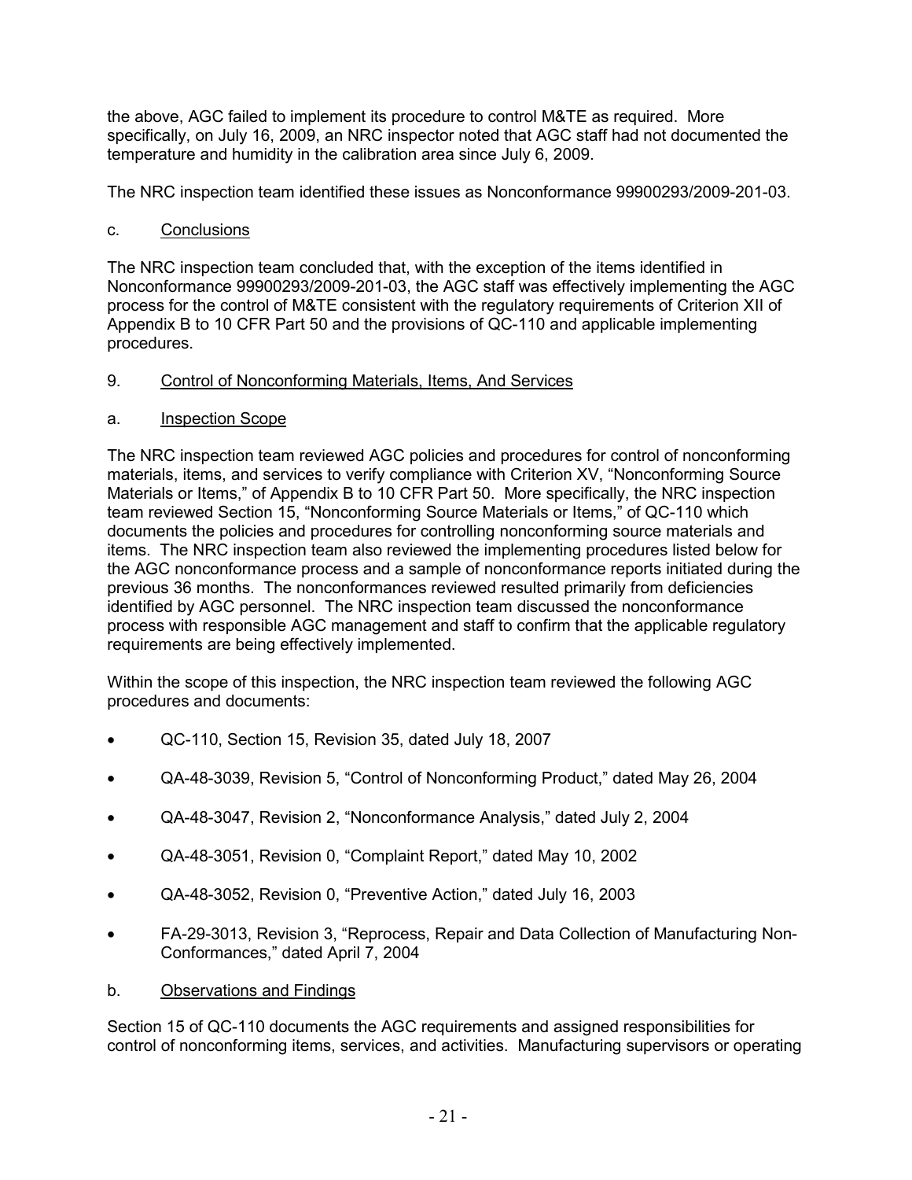the above, AGC failed to implement its procedure to control M&TE as required. More specifically, on July 16, 2009, an NRC inspector noted that AGC staff had not documented the temperature and humidity in the calibration area since July 6, 2009.

The NRC inspection team identified these issues as Nonconformance 99900293/2009-201-03.

c. Conclusions

The NRC inspection team concluded that, with the exception of the items identified in Nonconformance 99900293/2009-201-03, the AGC staff was effectively implementing the AGC process for the control of M&TE consistent with the regulatory requirements of Criterion XII of Appendix B to 10 CFR Part 50 and the provisions of QC-110 and applicable implementing procedures.

## 9. Control of Nonconforming Materials, Items, And Services

a. Inspection Scope

The NRC inspection team reviewed AGC policies and procedures for control of nonconforming materials, items, and services to verify compliance with Criterion XV, "Nonconforming Source Materials or Items," of Appendix B to 10 CFR Part 50. More specifically, the NRC inspection team reviewed Section 15, "Nonconforming Source Materials or Items," of QC-110 which documents the policies and procedures for controlling nonconforming source materials and items. The NRC inspection team also reviewed the implementing procedures listed below for the AGC nonconformance process and a sample of nonconformance reports initiated during the previous 36 months. The nonconformances reviewed resulted primarily from deficiencies identified by AGC personnel. The NRC inspection team discussed the nonconformance process with responsible AGC management and staff to confirm that the applicable regulatory requirements are being effectively implemented.

Within the scope of this inspection, the NRC inspection team reviewed the following AGC procedures and documents:

- QC-110, Section 15, Revision 35, dated July 18, 2007
- QA-48-3039, Revision 5, "Control of Nonconforming Product," dated May 26, 2004
- QA-48-3047, Revision 2, "Nonconformance Analysis," dated July 2, 2004
- QA-48-3051, Revision 0, "Complaint Report," dated May 10, 2002
- QA-48-3052, Revision 0, "Preventive Action," dated July 16, 2003
- FA-29-3013, Revision 3, "Reprocess, Repair and Data Collection of Manufacturing Non-Conformances," dated April 7, 2004

b. Observations and Findings

Section 15 of QC-110 documents the AGC requirements and assigned responsibilities for control of nonconforming items, services, and activities. Manufacturing supervisors or operating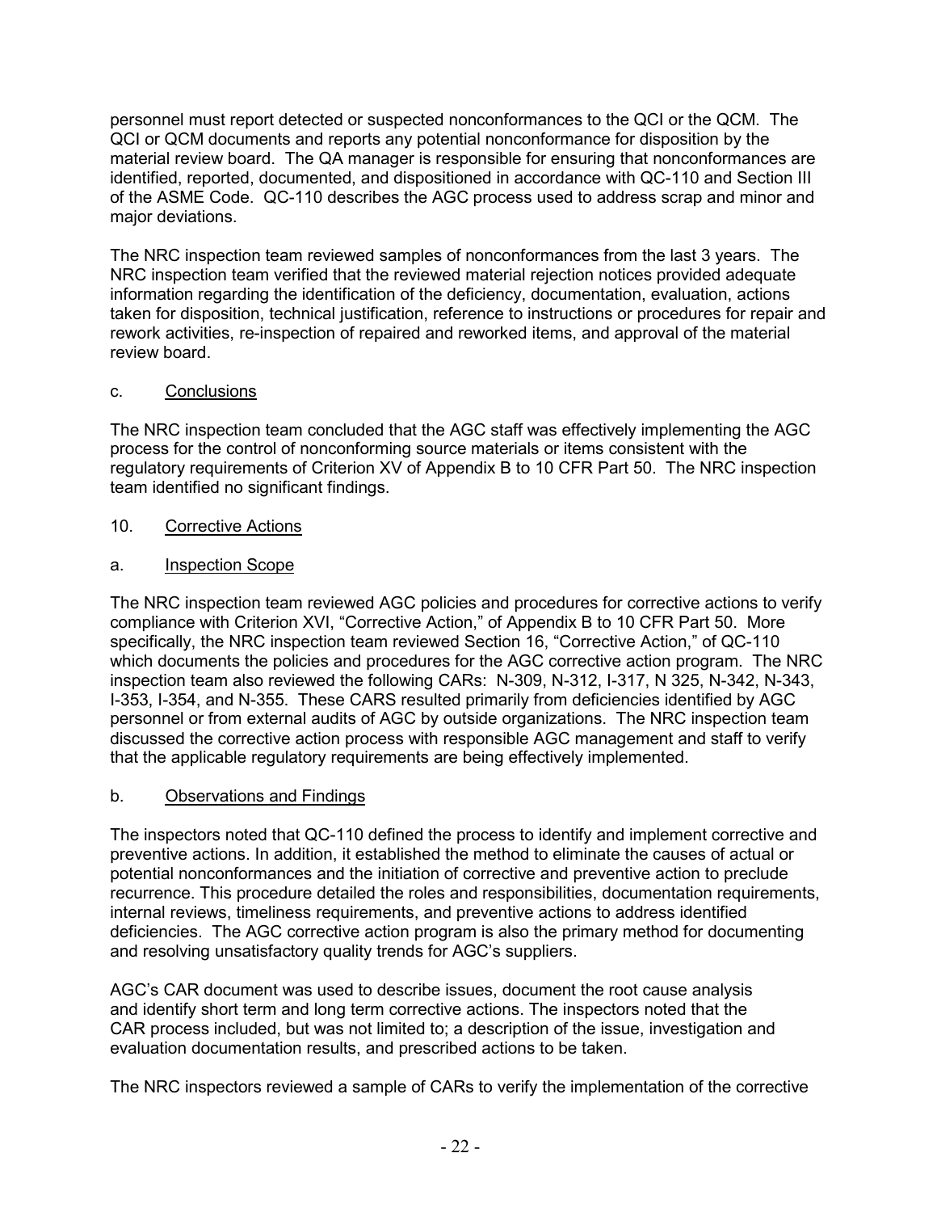personnel must report detected or suspected nonconformances to the QCI or the QCM. The QCI or QCM documents and reports any potential nonconformance for disposition by the material review board. The QA manager is responsible for ensuring that nonconformances are identified, reported, documented, and dispositioned in accordance with QC-110 and Section III of the ASME Code. QC-110 describes the AGC process used to address scrap and minor and major deviations.

The NRC inspection team reviewed samples of nonconformances from the last 3 years. The NRC inspection team verified that the reviewed material rejection notices provided adequate information regarding the identification of the deficiency, documentation, evaluation, actions taken for disposition, technical justification, reference to instructions or procedures for repair and rework activities, re-inspection of repaired and reworked items, and approval of the material review board.

c. Conclusions

The NRC inspection team concluded that the AGC staff was effectively implementing the AGC process for the control of nonconforming source materials or items consistent with the regulatory requirements of Criterion XV of Appendix B to 10 CFR Part 50. The NRC inspection team identified no significant findings.

## 10. Corrective Actions

a. Inspection Scope

The NRC inspection team reviewed AGC policies and procedures for corrective actions to verify compliance with Criterion XVI, "Corrective Action," of Appendix B to 10 CFR Part 50. More specifically, the NRC inspection team reviewed Section 16, "Corrective Action," of QC-110 which documents the policies and procedures for the AGC corrective action program. The NRC inspection team also reviewed the following CARs: N-309, N-312, I-317, N 325, N-342, N-343, I-353, I-354, and N-355. These CARS resulted primarily from deficiencies identified by AGC personnel or from external audits of AGC by outside organizations. The NRC inspection team discussed the corrective action process with responsible AGC management and staff to verify that the applicable regulatory requirements are being effectively implemented.

b. Observations and Findings

The inspectors noted that QC-110 defined the process to identify and implement corrective and preventive actions. In addition, it established the method to eliminate the causes of actual or potential nonconformances and the initiation of corrective and preventive action to preclude recurrence. This procedure detailed the roles and responsibilities, documentation requirements, internal reviews, timeliness requirements, and preventive actions to address identified deficiencies. The AGC corrective action program is also the primary method for documenting and resolving unsatisfactory quality trends for AGC's suppliers.

AGC's CAR document was used to describe issues, document the root cause analysis and identify short term and long term corrective actions. The inspectors noted that the CAR process included, but was not limited to; a description of the issue, investigation and evaluation documentation results, and prescribed actions to be taken.

The NRC inspectors reviewed a sample of CARs to verify the implementation of the corrective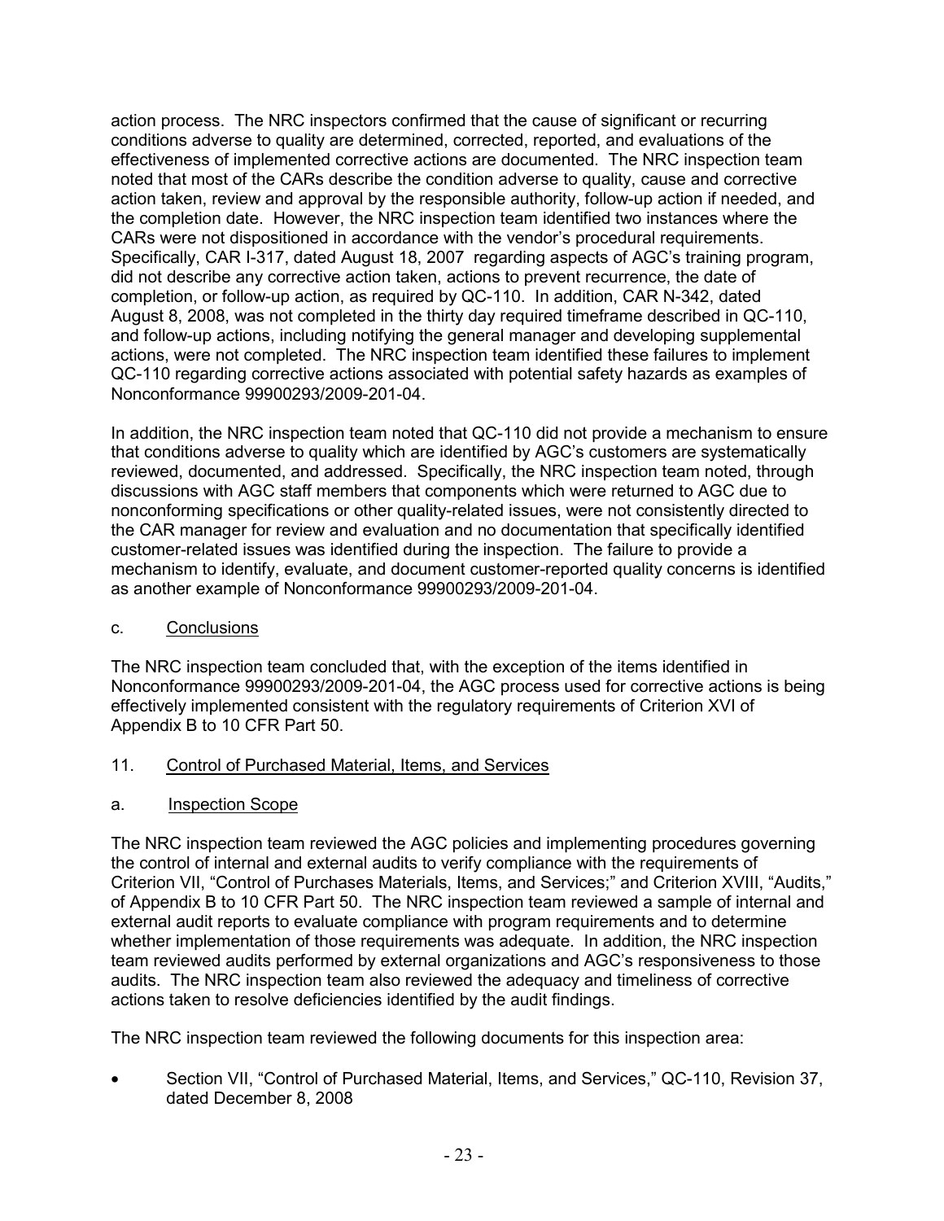action process. The NRC inspectors confirmed that the cause of significant or recurring conditions adverse to quality are determined, corrected, reported, and evaluations of the effectiveness of implemented corrective actions are documented. The NRC inspection team noted that most of the CARs describe the condition adverse to quality, cause and corrective action taken, review and approval by the responsible authority, follow-up action if needed, and the completion date. However, the NRC inspection team identified two instances where the CARs were not dispositioned in accordance with the vendor's procedural requirements. Specifically, CAR I-317, dated August 18, 2007 regarding aspects of AGC's training program, did not describe any corrective action taken, actions to prevent recurrence, the date of completion, or follow-up action, as required by QC-110. In addition, CAR N-342, dated August 8, 2008, was not completed in the thirty day required timeframe described in QC-110, and follow-up actions, including notifying the general manager and developing supplemental actions, were not completed. The NRC inspection team identified these failures to implement QC-110 regarding corrective actions associated with potential safety hazards as examples of Nonconformance 99900293/2009-201-04.

In addition, the NRC inspection team noted that QC-110 did not provide a mechanism to ensure that conditions adverse to quality which are identified by AGC's customers are systematically reviewed, documented, and addressed. Specifically, the NRC inspection team noted, through discussions with AGC staff members that components which were returned to AGC due to nonconforming specifications or other quality-related issues, were not consistently directed to the CAR manager for review and evaluation and no documentation that specifically identified customer-related issues was identified during the inspection. The failure to provide a mechanism to identify, evaluate, and document customer-reported quality concerns is identified as another example of Nonconformance 99900293/2009-201-04.

c. Conclusions

The NRC inspection team concluded that, with the exception of the items identified in Nonconformance 99900293/2009-201-04, the AGC process used for corrective actions is being effectively implemented consistent with the regulatory requirements of Criterion XVI of Appendix B to 10 CFR Part 50.

## 11. Control of Purchased Material, Items, and Services

a. Inspection Scope

The NRC inspection team reviewed the AGC policies and implementing procedures governing the control of internal and external audits to verify compliance with the requirements of Criterion VII, "Control of Purchases Materials, Items, and Services;" and Criterion XVIII, "Audits," of Appendix B to 10 CFR Part 50. The NRC inspection team reviewed a sample of internal and external audit reports to evaluate compliance with program requirements and to determine whether implementation of those requirements was adequate. In addition, the NRC inspection team reviewed audits performed by external organizations and AGC's responsiveness to those audits. The NRC inspection team also reviewed the adequacy and timeliness of corrective actions taken to resolve deficiencies identified by the audit findings.

The NRC inspection team reviewed the following documents for this inspection area:

- Section VII, "Control of Purchased Material, Items, and Services," QC-110, Revision 37, dated December 8, 2008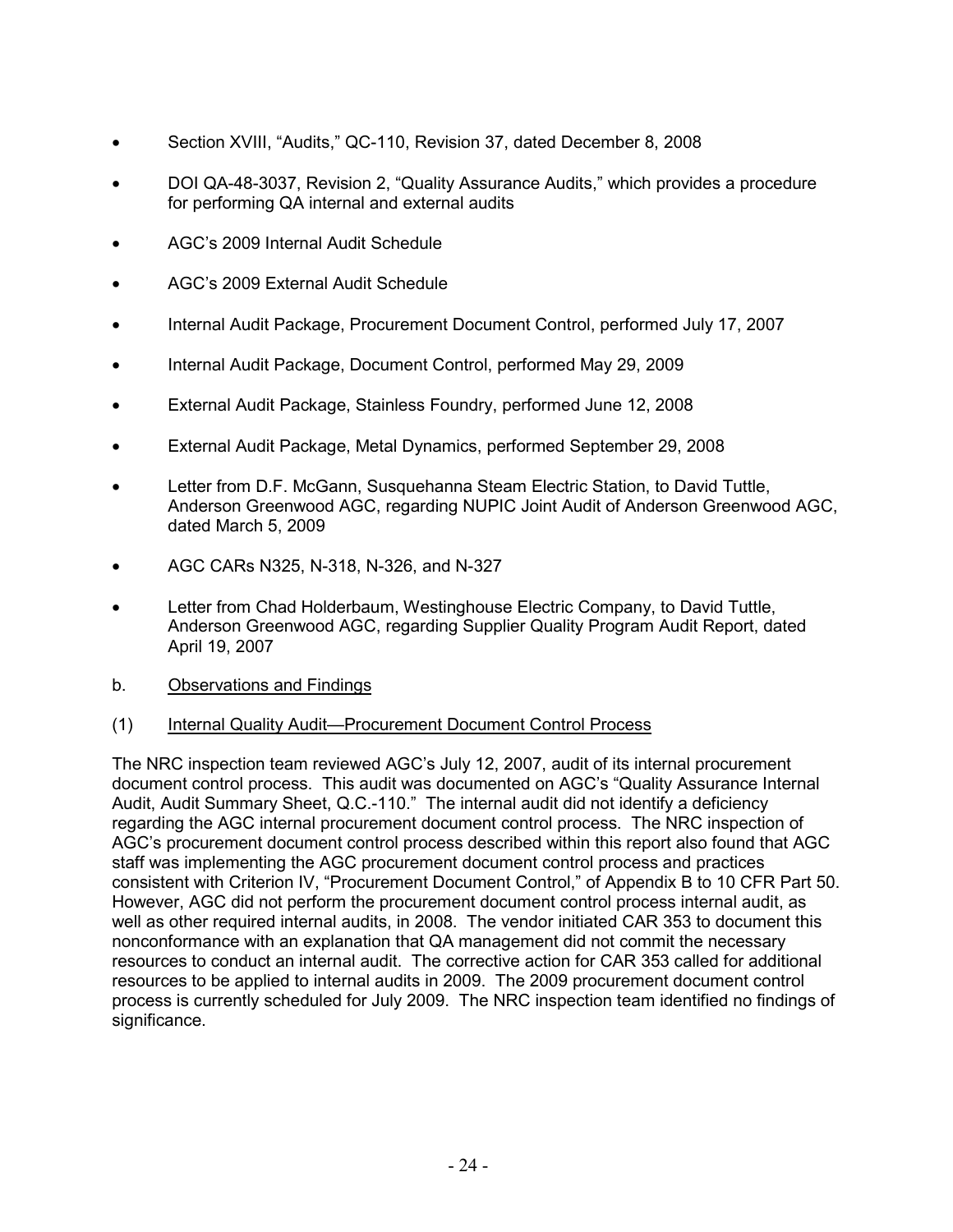- Section XVIII, "Audits," QC-110, Revision 37, dated December 8, 2008
- DOI QA-48-3037, Revision 2, "Quality Assurance Audits," which provides a procedure for performing QA internal and external audits
- AGC's 2009 Internal Audit Schedule
- AGC's 2009 External Audit Schedule
- Internal Audit Package, Procurement Document Control, performed July 17, 2007
- Internal Audit Package, Document Control, performed May 29, 2009
- External Audit Package, Stainless Foundry, performed June 12, 2008
- External Audit Package, Metal Dynamics, performed September 29, 2008
- Letter from D.F. McGann, Susquehanna Steam Electric Station, to David Tuttle, Anderson Greenwood AGC, regarding NUPIC Joint Audit of Anderson Greenwood AGC, dated March 5, 2009
- AGC CARs N325, N-318, N-326, and N-327
- Letter from Chad Holderbaum, Westinghouse Electric Company, to David Tuttle, Anderson Greenwood AGC, regarding Supplier Quality Program Audit Report, dated April 19, 2007

b. Observations and Findings

(1) Internal Quality Audit—Procurement Document Control Process

The NRC inspection team reviewed AGC's July 12, 2007, audit of its internal procurement document control process. This audit was documented on AGC's "Quality Assurance Internal Audit, Audit Summary Sheet, Q.C.-110." The internal audit did not identify a deficiency regarding the AGC internal procurement document control process. The NRC inspection of AGC's procurement document control process described within this report also found that AGC staff was implementing the AGC procurement document control process and practices consistent with Criterion IV, "Procurement Document Control," of Appendix B to 10 CFR Part 50. However, AGC did not perform the procurement document control process internal audit, as well as other required internal audits, in 2008. The vendor initiated CAR 353 to document this nonconformance with an explanation that QA management did not commit the necessary resources to conduct an internal audit. The corrective action for CAR 353 called for additional resources to be applied to internal audits in 2009. The 2009 procurement document control process is currently scheduled for July 2009. The NRC inspection team identified no findings of significance.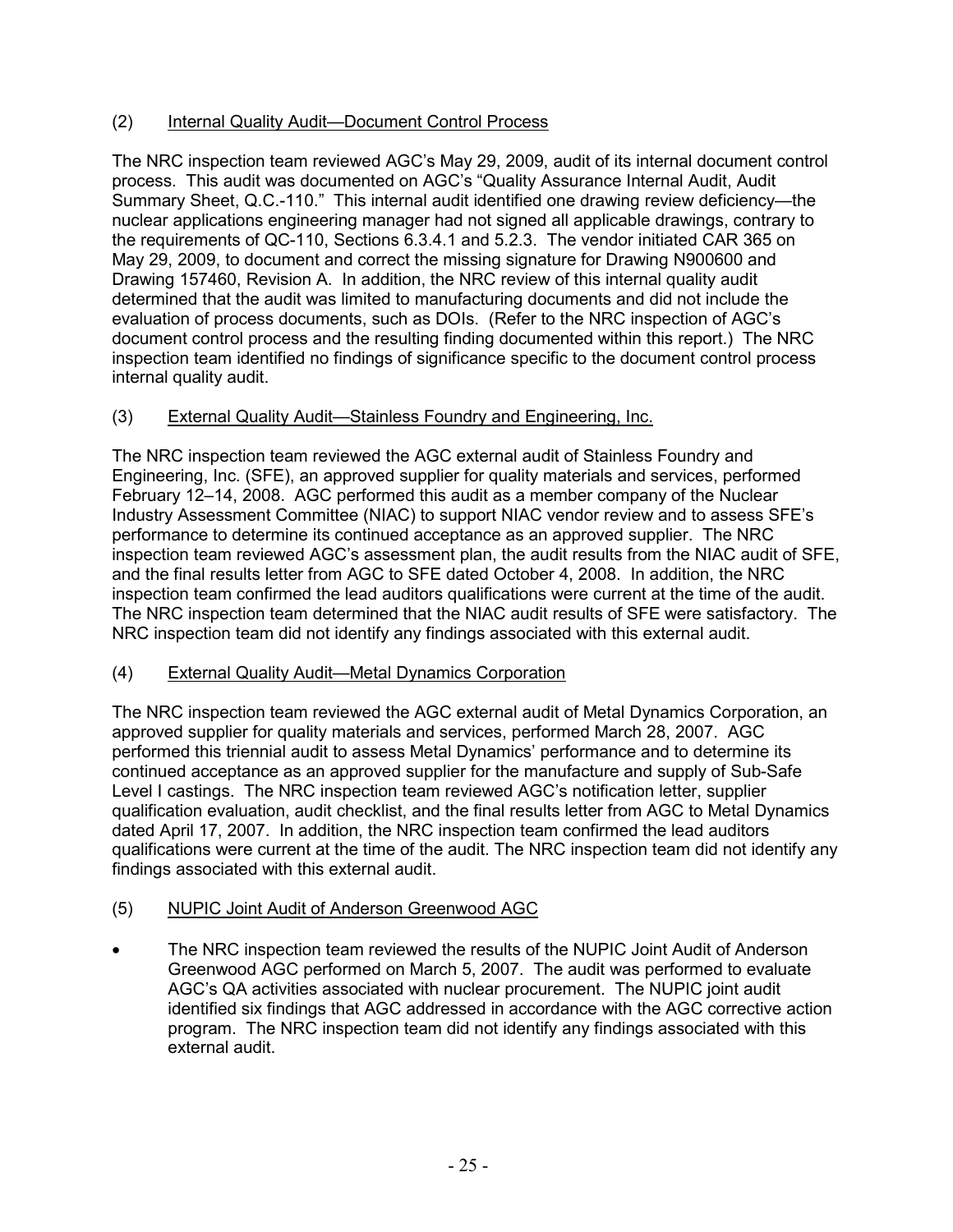(2) Internal Quality Audit—Document Control Process

The NRC inspection team reviewed AGC's May 29, 2009, audit of its internal document control process. This audit was documented on AGC's "Quality Assurance Internal Audit, Audit Summary Sheet, Q.C.-110." This internal audit identified one drawing review deficiency—the nuclear applications engineering manager had not signed all applicable drawings, contrary to the requirements of QC-110, Sections 6.3.4.1 and 5.2.3. The vendor initiated CAR 365 on May 29, 2009, to document and correct the missing signature for Drawing N900600 and Drawing 157460, Revision A. In addition, the NRC review of this internal quality audit determined that the audit was limited to manufacturing documents and did not include the evaluation of process documents, such as DOIs. (Refer to the NRC inspection of AGC's document control process and the resulting finding documented within this report.) The NRC inspection team identified no findings of significance specific to the document control process internal quality audit.

(3) External Quality Audit—Stainless Foundry and Engineering, Inc.

The NRC inspection team reviewed the AGC external audit of Stainless Foundry and Engineering, Inc. (SFE), an approved supplier for quality materials and services, performed February 12–14, 2008. AGC performed this audit as a member company of the Nuclear Industry Assessment Committee (NIAC) to support NIAC vendor review and to assess SFE's performance to determine its continued acceptance as an approved supplier. The NRC inspection team reviewed AGC's assessment plan, the audit results from the NIAC audit of SFE, and the final results letter from AGC to SFE dated October 4, 2008. In addition, the NRC inspection team confirmed the lead auditors qualifications were current at the time of the audit. The NRC inspection team determined that the NIAC audit results of SFE were satisfactory. The NRC inspection team did not identify any findings associated with this external audit.

(4) External Quality Audit—Metal Dynamics Corporation

The NRC inspection team reviewed the AGC external audit of Metal Dynamics Corporation, an approved supplier for quality materials and services, performed March 28, 2007. AGC performed this triennial audit to assess Metal Dynamics' performance and to determine its continued acceptance as an approved supplier for the manufacture and supply of Sub-Safe Level I castings. The NRC inspection team reviewed AGC's notification letter, supplier qualification evaluation, audit checklist, and the final results letter from AGC to Metal Dynamics dated April 17, 2007. In addition, the NRC inspection team confirmed the lead auditors qualifications were current at the time of the audit. The NRC inspection team did not identify any findings associated with this external audit.

(5) NUPIC Joint Audit of Anderson Greenwood AGC

- The NRC inspection team reviewed the results of the NUPIC Joint Audit of Anderson Greenwood AGC performed on March 5, 2007. The audit was performed to evaluate AGC's QA activities associated with nuclear procurement. The NUPIC joint audit identified six findings that AGC addressed in accordance with the AGC corrective action program. The NRC inspection team did not identify any findings associated with this external audit.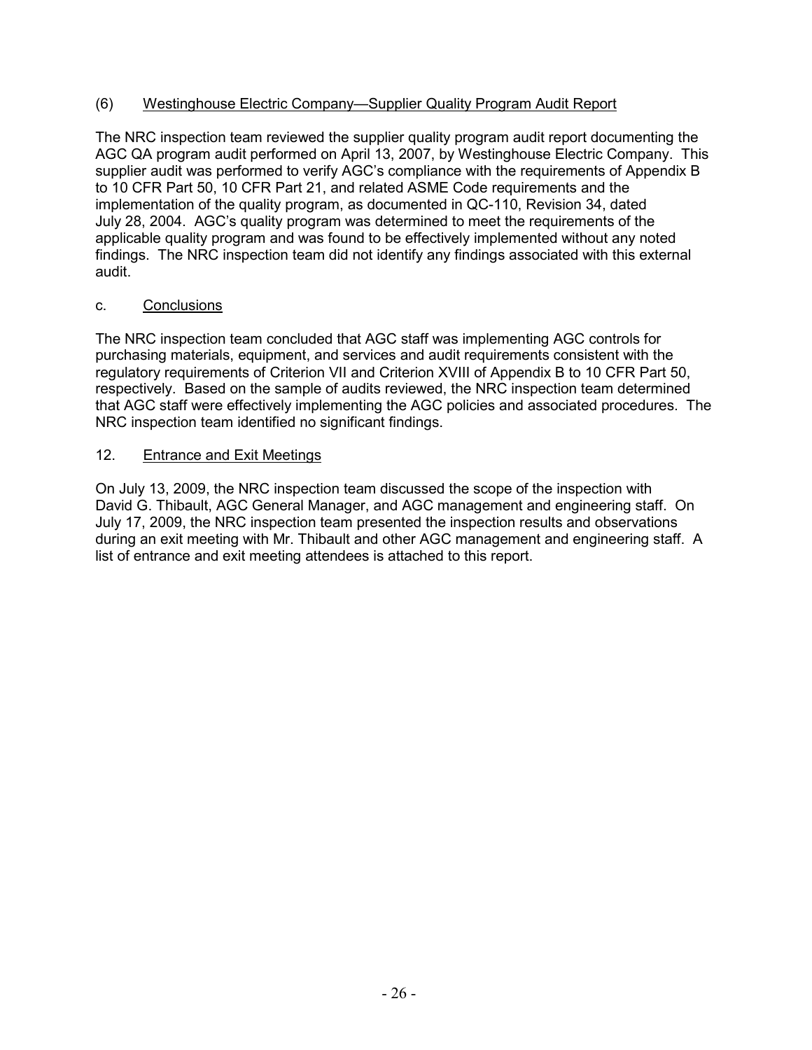(6) Westinghouse Electric Company—Supplier Quality Program Audit Report

The NRC inspection team reviewed the supplier quality program audit report documenting the AGC QA program audit performed on April 13, 2007, by Westinghouse Electric Company. This supplier audit was performed to verify AGC's compliance with the requirements of Appendix B to 10 CFR Part 50, 10 CFR Part 21, and related ASME Code requirements and the implementation of the quality program, as documented in QC-110, Revision 34, dated July 28, 2004. AGC's quality program was determined to meet the requirements of the applicable quality program and was found to be effectively implemented without any noted findings. The NRC inspection team did not identify any findings associated with this external audit.

c. Conclusions

The NRC inspection team concluded that AGC staff was implementing AGC controls for purchasing materials, equipment, and services and audit requirements consistent with the regulatory requirements of Criterion VII and Criterion XVIII of Appendix B to 10 CFR Part 50, respectively. Based on the sample of audits reviewed, the NRC inspection team determined that AGC staff were effectively implementing the AGC policies and associated procedures. The NRC inspection team identified no significant findings.

## 12. Entrance and Exit Meetings

On July 13, 2009, the NRC inspection team discussed the scope of the inspection with David G. Thibault, AGC General Manager, and AGC management and engineering staff. On July 17, 2009, the NRC inspection team presented the inspection results and observations during an exit meeting with Mr. Thibault and other AGC management and engineering staff. A list of entrance and exit meeting attendees is attached to this report.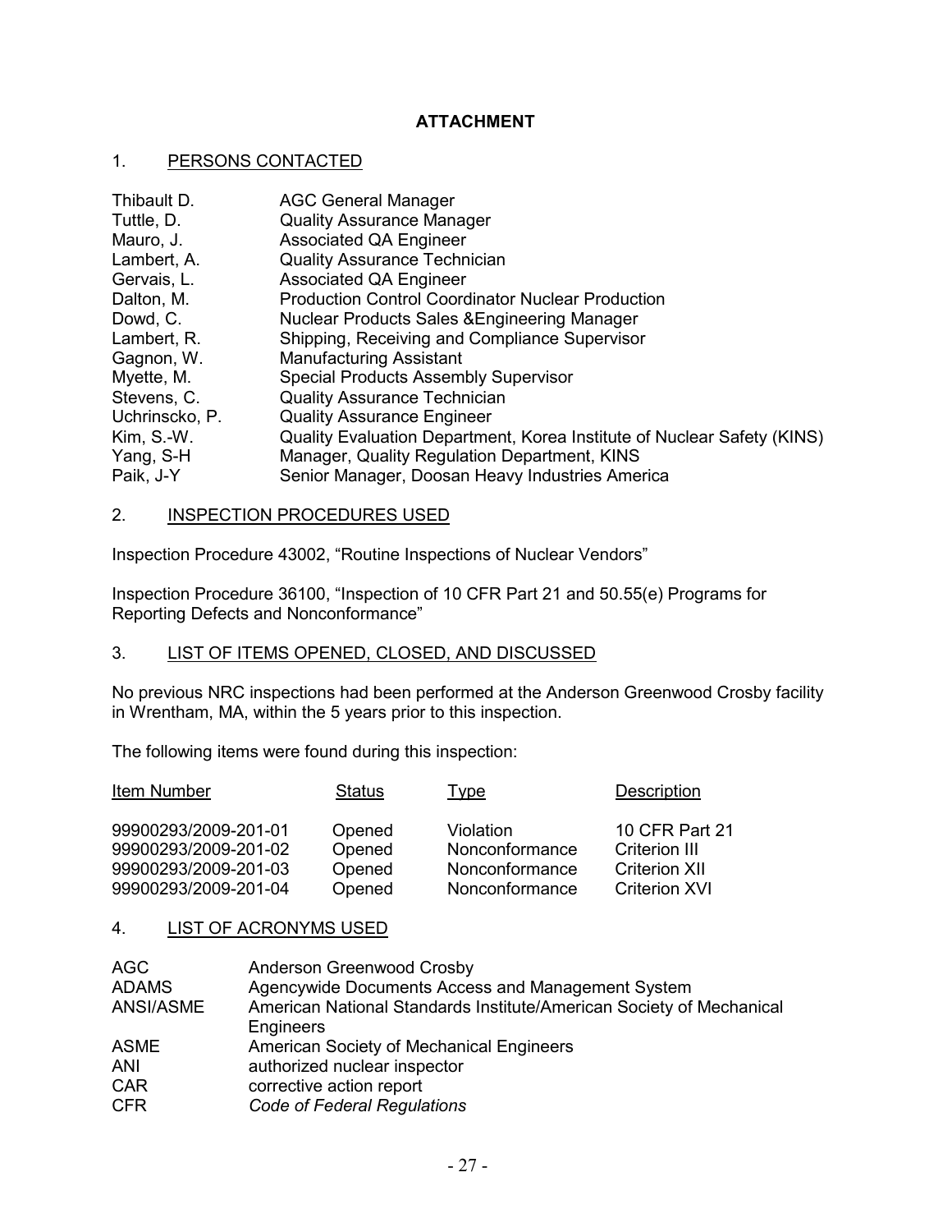**ATTACHMENT**

## 1. PERSONS CONTACTED

| | |
|---|---|
| Thibault D. | AGC General Manager |
| Tuttle, D. | Quality Assurance Manager |
| Mauro, J. | Associated QA Engineer |
| Lambert, A. | Quality Assurance Technician |
| Gervais, L. | Associated QA Engineer |
| Dalton, M. | Production Control Coordinator Nuclear Production |
| Dowd, C. | Nuclear Products Sales &Engineering Manager |
| Lambert, R. | Shipping, Receiving and Compliance Supervisor |
| Gagnon, W. | Manufacturing Assistant |
| Myette, M. | Special Products Assembly Supervisor |
| Stevens, C. | Quality Assurance Technician |
| Uchrinscko, P. | Quality Assurance Engineer |
| Kim, S.-W. | Quality Evaluation Department, Korea Institute of Nuclear Safety (KINS) |
| Yang, S-H | Manager, Quality Regulation Department, KINS |
| Paik, J-Y | Senior Manager, Doosan Heavy Industries America |

## 2. INSPECTION PROCEDURES USED

Inspection Procedure 43002, "Routine Inspections of Nuclear Vendors"

Inspection Procedure 36100, "Inspection of 10 CFR Part 21 and 50.55(e) Programs for Reporting Defects and Nonconformance"

## 3. LIST OF ITEMS OPENED, CLOSED, AND DISCUSSED

No previous NRC inspections had been performed at the Anderson Greenwood Crosby facility in Wrentham, MA, within the 5 years prior to this inspection.

The following items were found during this inspection:

| Item Number | Status | Type | Description |
|---|---|---|---|
| 99900293/2009-201-01 | Opened | Violation | 10 CFR Part 21 |
| 99900293/2009-201-02 | Opened | Nonconformance | Criterion III |
| 99900293/2009-201-03 | Opened | Nonconformance | Criterion XII |
| 99900293/2009-201-04 | Opened | Nonconformance | Criterion XVI |

## 4. LIST OF ACRONYMS USED

| | |
|---|---|
| AGC | Anderson Greenwood Crosby |
| ADAMS | Agencywide Documents Access and Management System |
| ANSI/ASME | American National Standards Institute/American Society of Mechanical Engineers |
| ASME | American Society of Mechanical Engineers |
| ANI | authorized nuclear inspector |
| CAR | corrective action report |
| CFR | *Code of Federal Regulations* |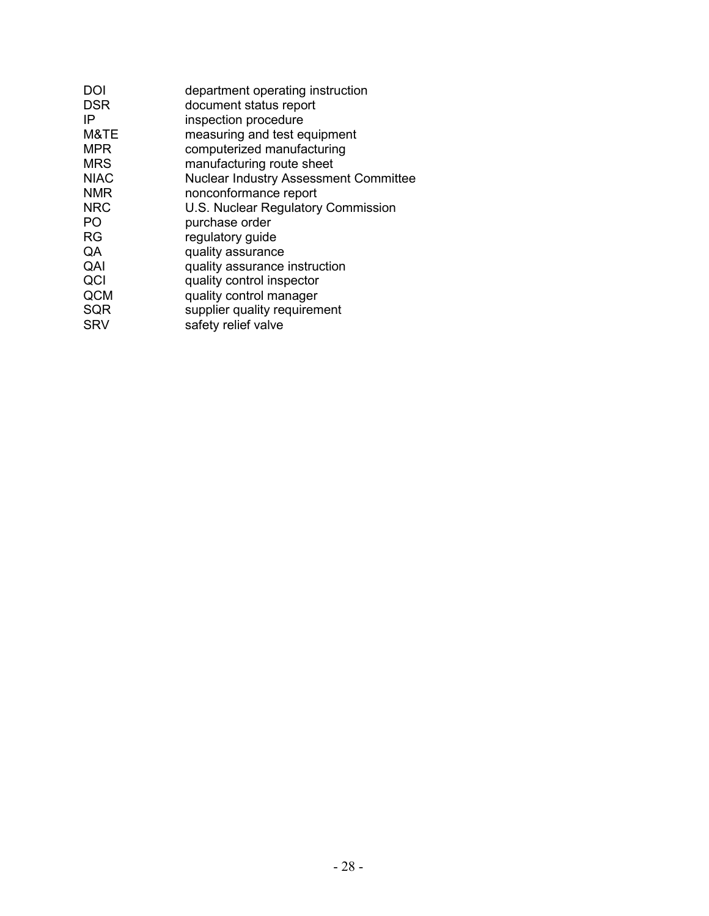| | |
|---|---|
| DOI | department operating instruction |
| DSR | document status report |
| IP | inspection procedure |
| M&TE | measuring and test equipment |
| MPR | computerized manufacturing |
| MRS | manufacturing route sheet |
| NIAC | Nuclear Industry Assessment Committee |
| NMR | nonconformance report |
| NRC | U.S. Nuclear Regulatory Commission |
| PO | purchase order |
| RG | regulatory guide |
| QA | quality assurance |
| QAI | quality assurance instruction |
| QCI | quality control inspector |
| QCM | quality control manager |
| SQR | supplier quality requirement |
| SRV | safety relief valve |